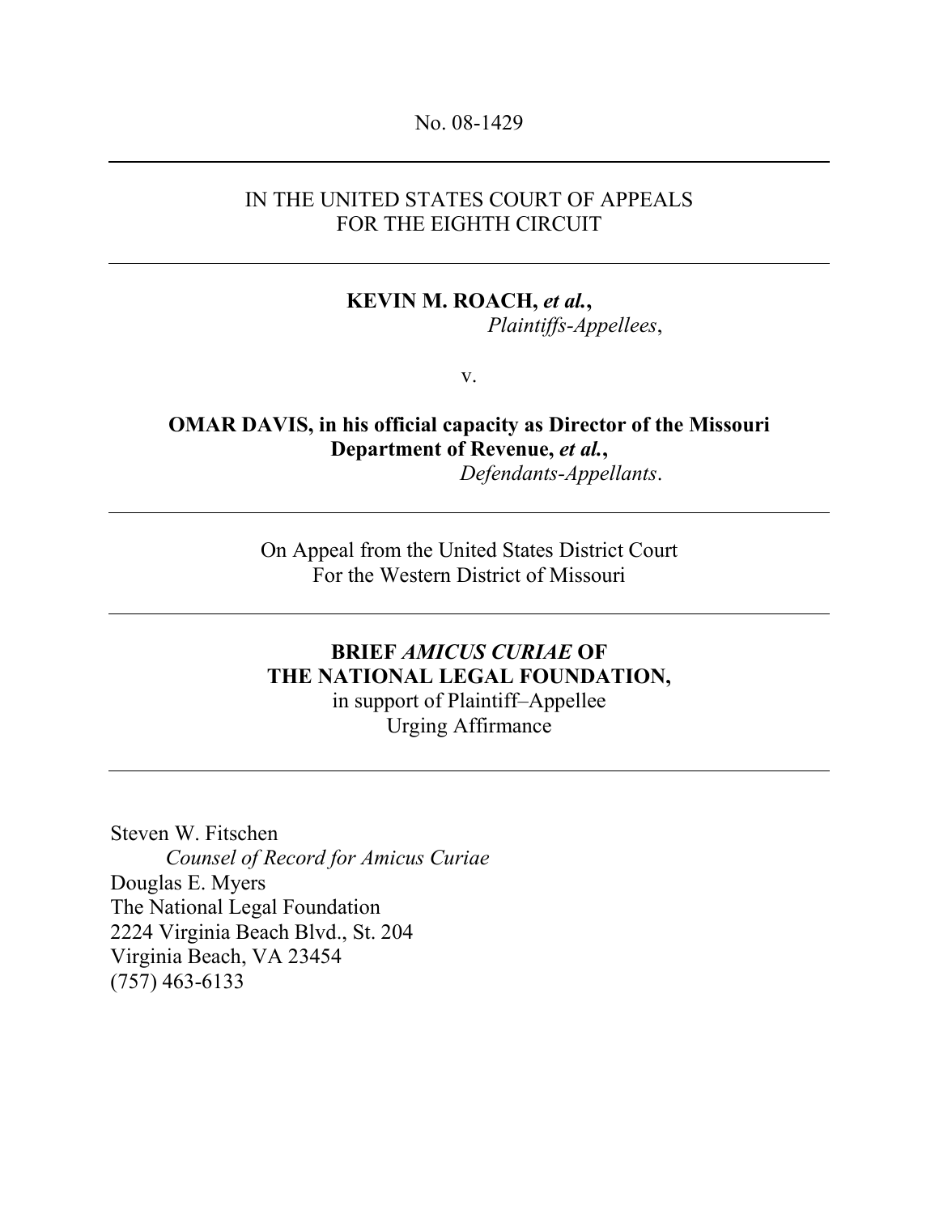No. 08-1429

---

IN THE UNITED STATES COURT OF APPEALS
FOR THE EIGHTH CIRCUIT

---

**KEVIN M. ROACH, *et al.*,**
*Plaintiffs-Appellees*,

v.

**OMAR DAVIS, in his official capacity as Director of the Missouri Department of Revenue, *et al.*,**
*Defendants-Appellants*.

---

On Appeal from the United States District Court
For the Western District of Missouri

---

**BRIEF *AMICUS CURIAE* OF**
**THE NATIONAL LEGAL FOUNDATION,**
in support of Plaintiff–Appellee
Urging Affirmance

---

Steven W. Fitschen
*Counsel of Record for Amicus Curiae*
Douglas E. Myers
The National Legal Foundation
2224 Virginia Beach Blvd., St. 204
Virginia Beach, VA 23454
(757) 463-6133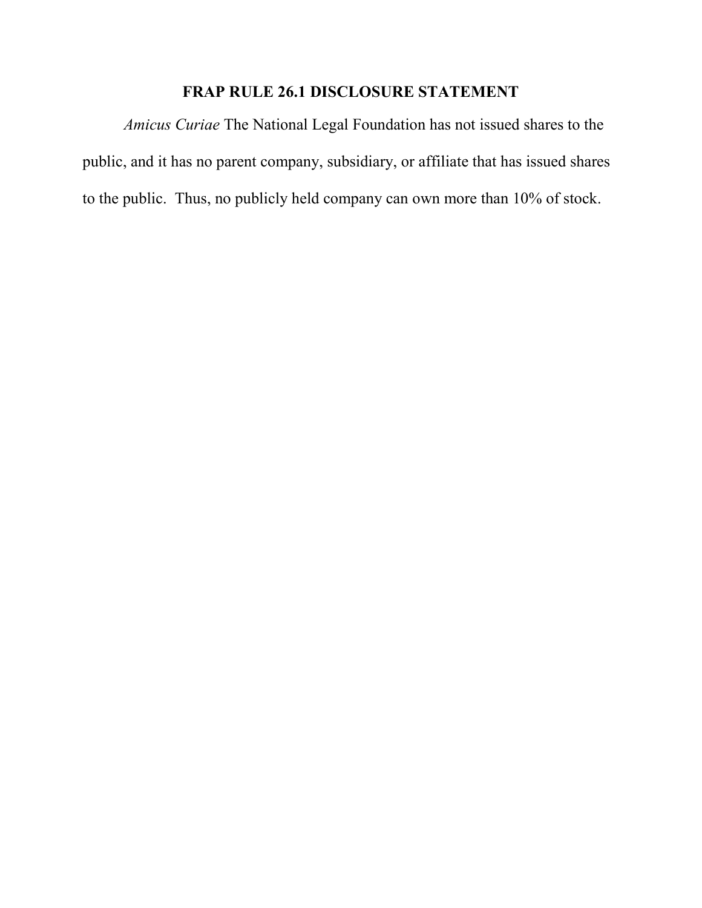## FRAP RULE 26.1 DISCLOSURE STATEMENT

*Amicus Curiae* The National Legal Foundation has not issued shares to the public, and it has no parent company, subsidiary, or affiliate that has issued shares to the public. Thus, no publicly held company can own more than 10% of stock.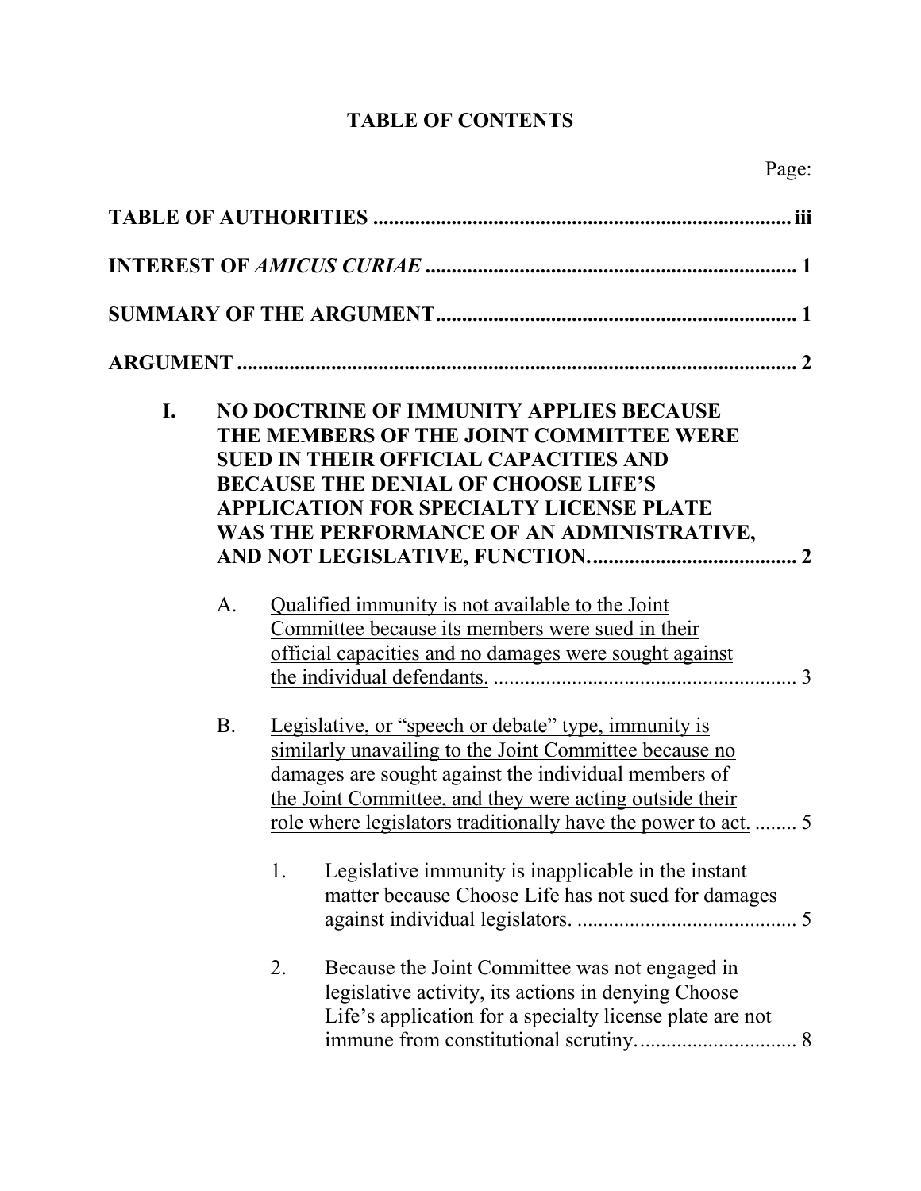# TABLE OF CONTENTS

Page:

**TABLE OF AUTHORITIES** ................................................................................ **iii**

**INTEREST OF *AMICUS CURIAE*** ....................................................................... **1**

**SUMMARY OF THE ARGUMENT**..................................................................... **1**

**ARGUMENT** ............................................................................................................ **2**

**I. NO DOCTRINE OF IMMUNITY APPLIES BECAUSE THE MEMBERS OF THE JOINT COMMITTEE WERE SUED IN THEIR OFFICIAL CAPACITIES AND BECAUSE THE DENIAL OF CHOOSE LIFE'S APPLICATION FOR SPECIALTY LICENSE PLATE WAS THE PERFORMANCE OF AN ADMINISTRATIVE, AND NOT LEGISLATIVE, FUNCTION.**....................................... **2**

A. Qualified immunity is not available to the Joint Committee because its members were sued in their official capacities and no damages were sought against the individual defendants. .......................................................... 3

B. Legislative, or "speech or debate" type, immunity is similarly unavailing to the Joint Committee because no damages are sought against the individual members of the Joint Committee, and they were acting outside their role where legislators traditionally have the power to act. ........ 5

1. Legislative immunity is inapplicable in the instant matter because Choose Life has not sued for damages against individual legislators. .......................................... 5

2. Because the Joint Committee was not engaged in legislative activity, its actions in denying Choose Life's application for a specialty license plate are not immune from constitutional scrutiny. .............................. 8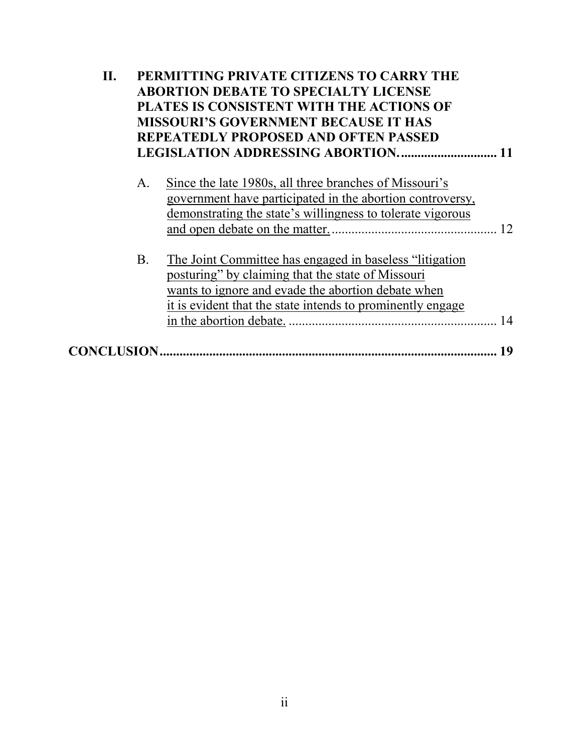**II. PERMITTING PRIVATE CITIZENS TO CARRY THE ABORTION DEBATE TO SPECIALTY LICENSE PLATES IS CONSISTENT WITH THE ACTIONS OF MISSOURI'S GOVERNMENT BECAUSE IT HAS REPEATEDLY PROPOSED AND OFTEN PASSED LEGISLATION ADDRESSING ABORTION. ............................ 11**

A. Since the late 1980s, all three branches of Missouri's government have participated in the abortion controversy, demonstrating the state's willingness to tolerate vigorous and open debate on the matter. ................................................. 12

B. The Joint Committee has engaged in baseless "litigation posturing" by claiming that the state of Missouri wants to ignore and evade the abortion debate when it is evident that the state intends to prominently engage in the abortion debate. ............................................................... 14

**CONCLUSION ...................................................................................... 19**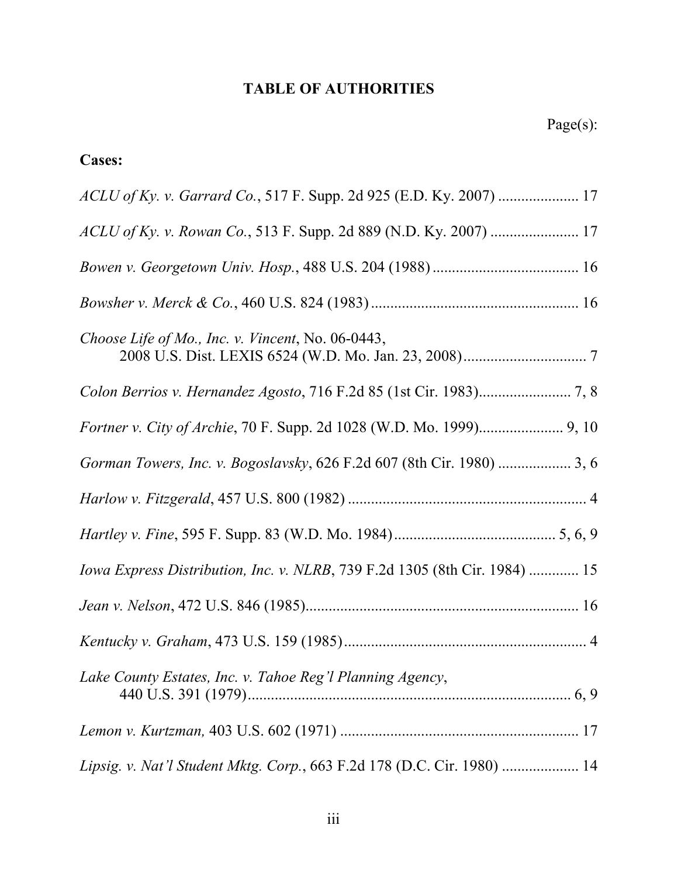# TABLE OF AUTHORITIES

Page(s):

**Cases:**

*ACLU of Ky. v. Garrard Co.*, 517 F. Supp. 2d 925 (E.D. Ky. 2007) ..................... 17

*ACLU of Ky. v. Rowan Co.*, 513 F. Supp. 2d 889 (N.D. Ky. 2007) ....................... 17

*Bowen v. Georgetown Univ. Hosp.*, 488 U.S. 204 (1988) ...................................... 16

*Bowsher v. Merck & Co.*, 460 U.S. 824 (1983) ...................................................... 16

*Choose Life of Mo., Inc. v. Vincent*, No. 06-0443, 2008 U.S. Dist. LEXIS 6524 (W.D. Mo. Jan. 23, 2008) ................................ 7

*Colon Berrios v. Hernandez Agosto*, 716 F.2d 85 (1st Cir. 1983)........................ 7, 8

*Fortner v. City of Archie*, 70 F. Supp. 2d 1028 (W.D. Mo. 1999)...................... 9, 10

*Gorman Towers, Inc. v. Bogoslavsky*, 626 F.2d 607 (8th Cir. 1980) ................... 3, 6

*Harlow v. Fitzgerald*, 457 U.S. 800 (1982) .............................................................. 4

*Hartley v. Fine*, 595 F. Supp. 83 (W.D. Mo. 1984).......................................... 5, 6, 9

*Iowa Express Distribution, Inc. v. NLRB*, 739 F.2d 1305 (8th Cir. 1984) ............. 15

*Jean v. Nelson*, 472 U.S. 846 (1985)....................................................................... 16

*Kentucky v. Graham*, 473 U.S. 159 (1985) ............................................................... 4

*Lake County Estates, Inc. v. Tahoe Reg'l Planning Agency*, 440 U.S. 391 (1979).................................................................................... 6, 9

*Lemon v. Kurtzman,* 403 U.S. 602 (1971) .............................................................. 17

*Lipsig. v. Nat'l Student Mktg. Corp.*, 663 F.2d 178 (D.C. Cir. 1980) .................... 14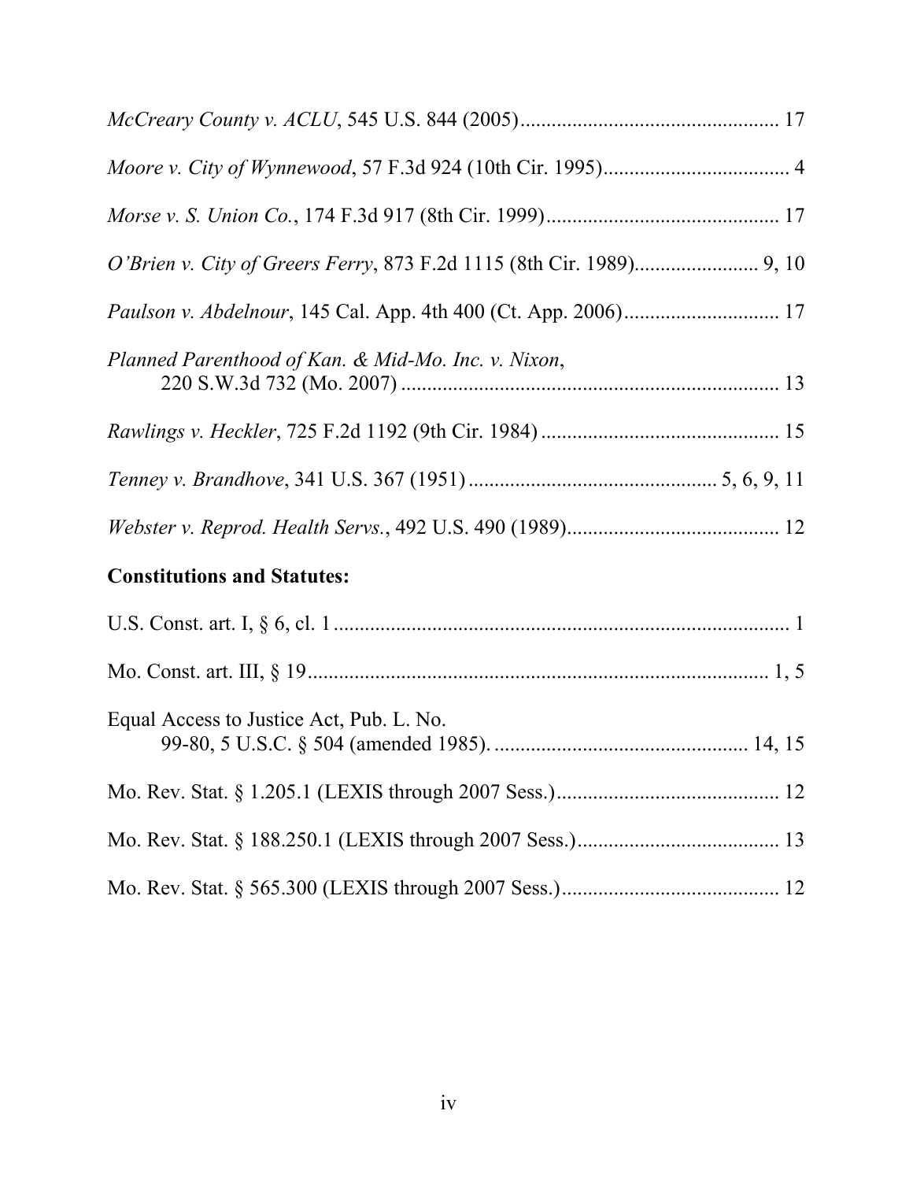*McCreary County v. ACLU*, 545 U.S. 844 (2005) .................................................. 17

*Moore v. City of Wynnewood*, 57 F.3d 924 (10th Cir. 1995) .................................... 4

*Morse v. S. Union Co.*, 174 F.3d 917 (8th Cir. 1999) ............................................. 17

*O'Brien v. City of Greers Ferry*, 873 F.2d 1115 (8th Cir. 1989)........................ 9, 10

*Paulson v. Abdelnour*, 145 Cal. App. 4th 400 (Ct. App. 2006) .............................. 17

*Planned Parenthood of Kan. & Mid-Mo. Inc. v. Nixon*, 220 S.W.3d 732 (Mo. 2007) ........................................................................ 13

*Rawlings v. Heckler*, 725 F.2d 1192 (9th Cir. 1984) .............................................. 15

*Tenney v. Brandhove*, 341 U.S. 367 (1951) ................................................ 5, 6, 9, 11

*Webster v. Reprod. Health Servs.*, 492 U.S. 490 (1989).......................................... 12

**Constitutions and Statutes:**

U.S. Const. art. I, § 6, cl. 1 ......................................................................................... 1

Mo. Const. art. III, § 19 ......................................................................................... 1, 5

Equal Access to Justice Act, Pub. L. No. 99-80, 5 U.S.C. § 504 (amended 1985). ................................................ 14, 15

Mo. Rev. Stat. § 1.205.1 (LEXIS through 2007 Sess.)............................................ 12

Mo. Rev. Stat. § 188.250.1 (LEXIS through 2007 Sess.)........................................ 13

Mo. Rev. Stat. § 565.300 (LEXIS through 2007 Sess.)........................................... 12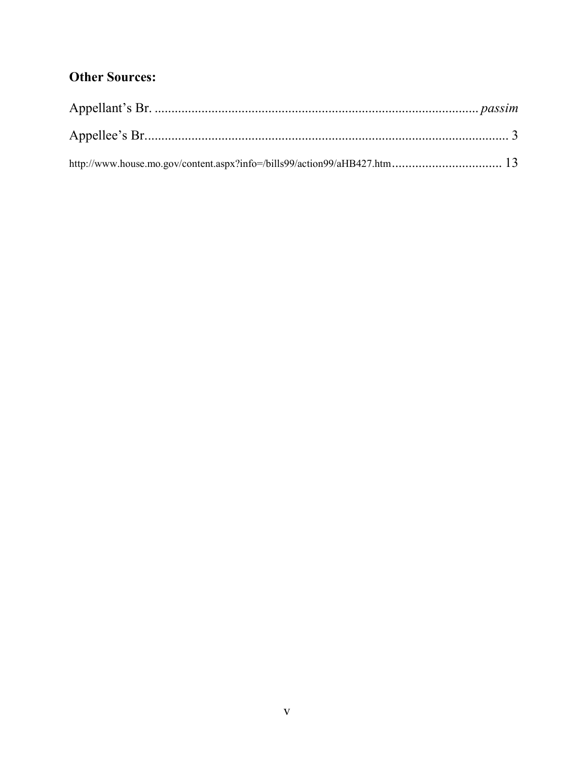**Other Sources:**

Appellant's Br. ................................................................................................ *passim*

Appellee's Br. ......................................................................................................... 3

http://www.house.mo.gov/content.aspx?info=/bills99/action99/aHB427.htm ................................. 13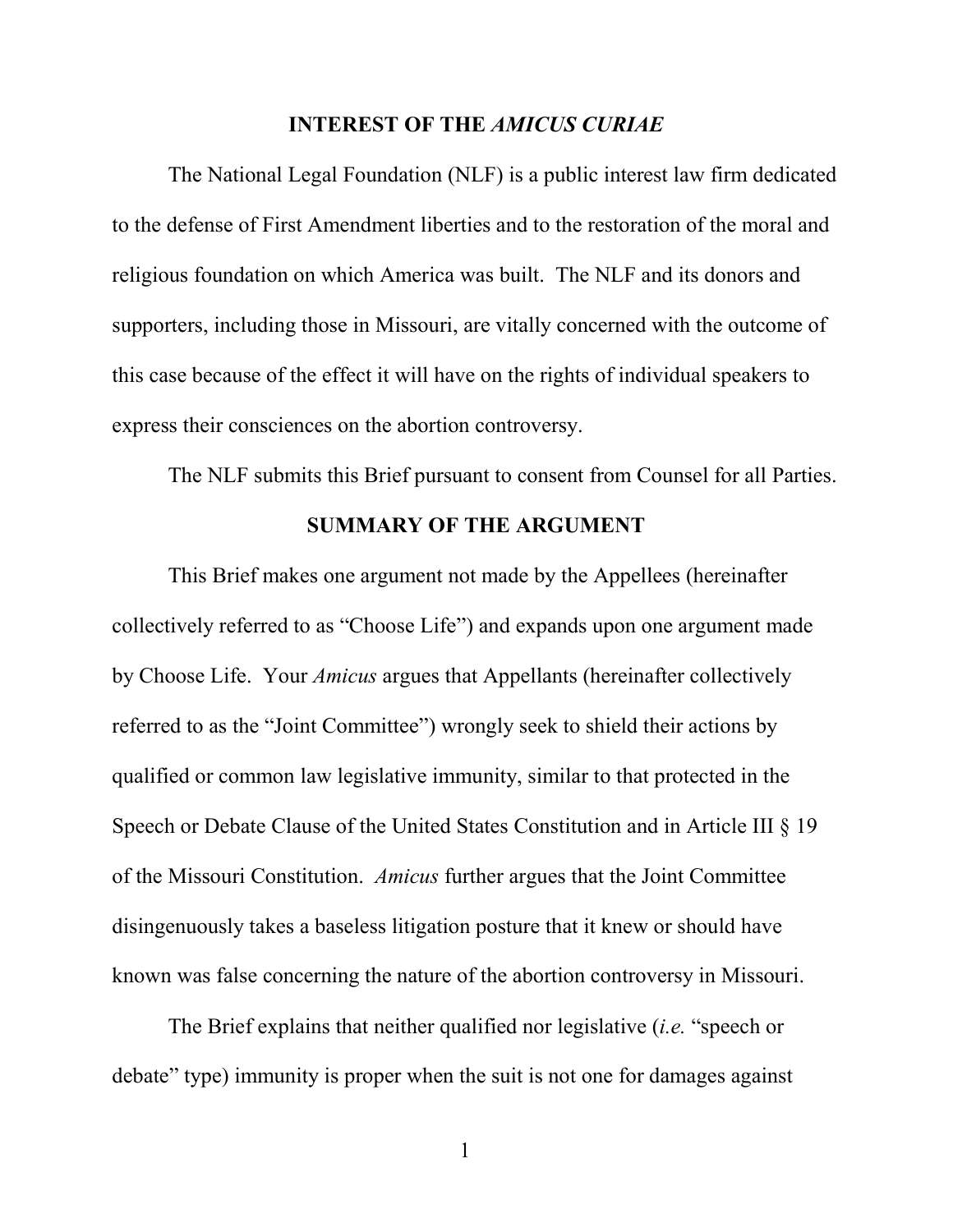## INTEREST OF THE *AMICUS CURIAE*

The National Legal Foundation (NLF) is a public interest law firm dedicated to the defense of First Amendment liberties and to the restoration of the moral and religious foundation on which America was built. The NLF and its donors and supporters, including those in Missouri, are vitally concerned with the outcome of this case because of the effect it will have on the rights of individual speakers to express their consciences on the abortion controversy.

The NLF submits this Brief pursuant to consent from Counsel for all Parties.

## SUMMARY OF THE ARGUMENT

This Brief makes one argument not made by the Appellees (hereinafter collectively referred to as "Choose Life") and expands upon one argument made by Choose Life. Your *Amicus* argues that Appellants (hereinafter collectively referred to as the "Joint Committee") wrongly seek to shield their actions by qualified or common law legislative immunity, similar to that protected in the Speech or Debate Clause of the United States Constitution and in Article III § 19 of the Missouri Constitution. *Amicus* further argues that the Joint Committee disingenuously takes a baseless litigation posture that it knew or should have known was false concerning the nature of the abortion controversy in Missouri.

The Brief explains that neither qualified nor legislative (*i.e.* "speech or debate" type) immunity is proper when the suit is not one for damages against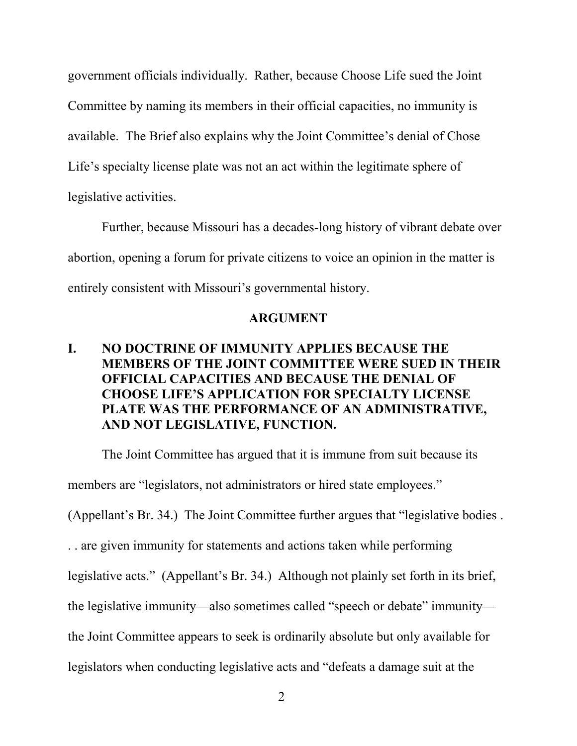government officials individually. Rather, because Choose Life sued the Joint Committee by naming its members in their official capacities, no immunity is available. The Brief also explains why the Joint Committee's denial of Chose Life's specialty license plate was not an act within the legitimate sphere of legislative activities.

Further, because Missouri has a decades-long history of vibrant debate over abortion, opening a forum for private citizens to voice an opinion in the matter is entirely consistent with Missouri's governmental history.

## ARGUMENT

### I. NO DOCTRINE OF IMMUNITY APPLIES BECAUSE THE MEMBERS OF THE JOINT COMMITTEE WERE SUED IN THEIR OFFICIAL CAPACITIES AND BECAUSE THE DENIAL OF CHOOSE LIFE'S APPLICATION FOR SPECIALTY LICENSE PLATE WAS THE PERFORMANCE OF AN ADMINISTRATIVE, AND NOT LEGISLATIVE, FUNCTION.

The Joint Committee has argued that it is immune from suit because its members are "legislators, not administrators or hired state employees." (Appellant's Br. 34.) The Joint Committee further argues that "legislative bodies . . . are given immunity for statements and actions taken while performing legislative acts." (Appellant's Br. 34.) Although not plainly set forth in its brief, the legislative immunity—also sometimes called "speech or debate" immunity—the Joint Committee appears to seek is ordinarily absolute but only available for legislators when conducting legislative acts and "defeats a damage suit at the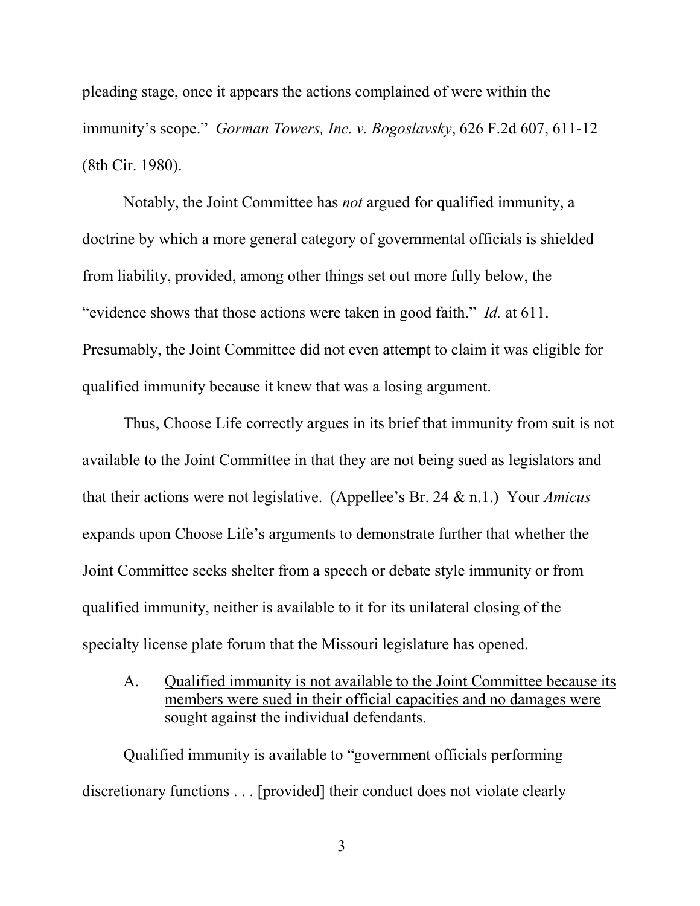pleading stage, once it appears the actions complained of were within the immunity's scope." *Gorman Towers, Inc. v. Bogoslavsky*, 626 F.2d 607, 611-12 (8th Cir. 1980).

Notably, the Joint Committee has *not* argued for qualified immunity, a doctrine by which a more general category of governmental officials is shielded from liability, provided, among other things set out more fully below, the "evidence shows that those actions were taken in good faith." *Id.* at 611. Presumably, the Joint Committee did not even attempt to claim it was eligible for qualified immunity because it knew that was a losing argument.

Thus, Choose Life correctly argues in its brief that immunity from suit is not available to the Joint Committee in that they are not being sued as legislators and that their actions were not legislative. (Appellee's Br. 24 & n.1.) Your *Amicus* expands upon Choose Life's arguments to demonstrate further that whether the Joint Committee seeks shelter from a speech or debate style immunity or from qualified immunity, neither is available to it for its unilateral closing of the specialty license plate forum that the Missouri legislature has opened.

A. <u>Qualified immunity is not available to the Joint Committee because its members were sued in their official capacities and no damages were sought against the individual defendants.</u>

Qualified immunity is available to "government officials performing discretionary functions . . . [provided] their conduct does not violate clearly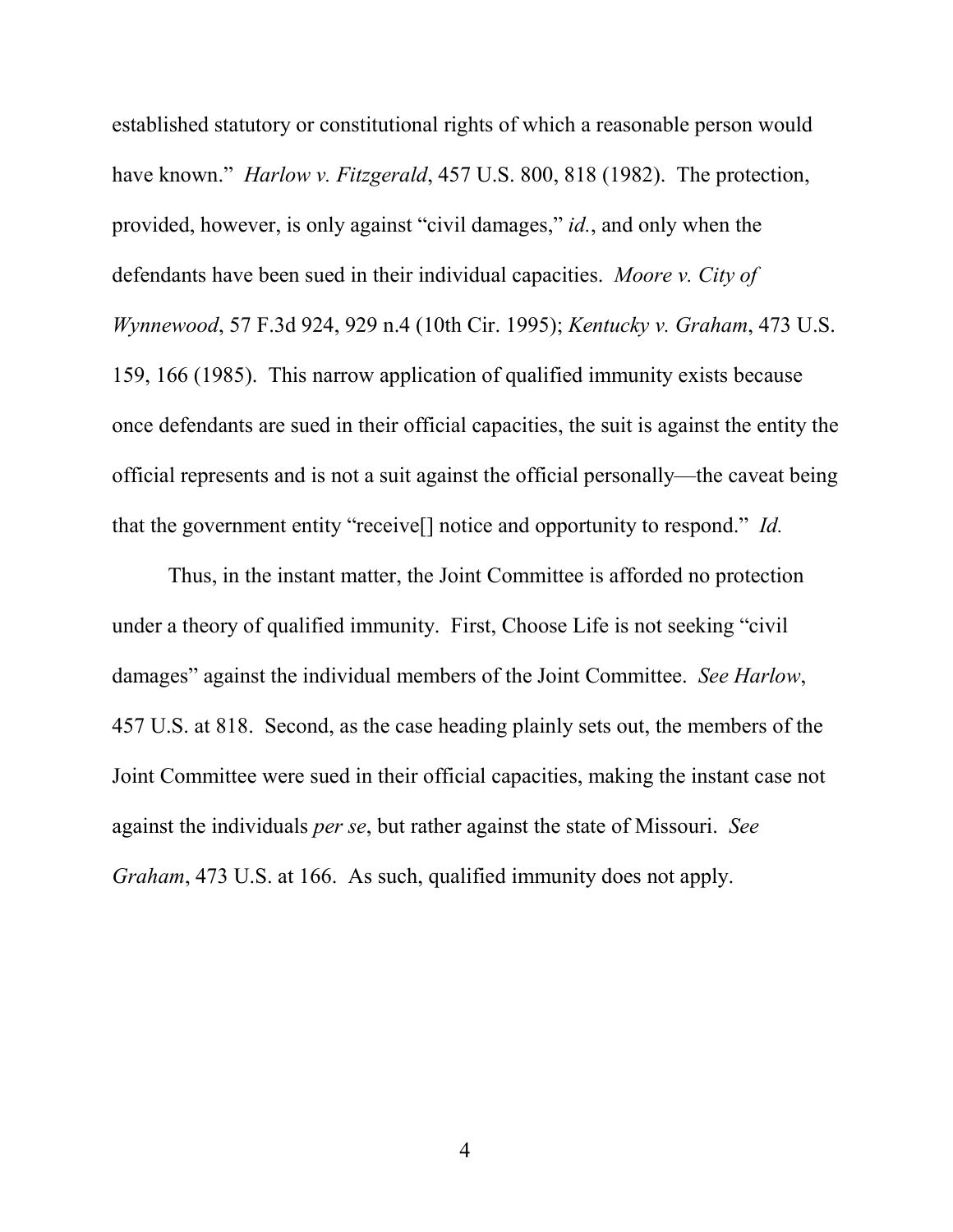established statutory or constitutional rights of which a reasonable person would have known." *Harlow v. Fitzgerald*, 457 U.S. 800, 818 (1982). The protection, provided, however, is only against "civil damages," *id.*, and only when the defendants have been sued in their individual capacities. *Moore v. City of Wynnewood*, 57 F.3d 924, 929 n.4 (10th Cir. 1995); *Kentucky v. Graham*, 473 U.S. 159, 166 (1985). This narrow application of qualified immunity exists because once defendants are sued in their official capacities, the suit is against the entity the official represents and is not a suit against the official personally—the caveat being that the government entity "receive[] notice and opportunity to respond." *Id.*

Thus, in the instant matter, the Joint Committee is afforded no protection under a theory of qualified immunity. First, Choose Life is not seeking "civil damages" against the individual members of the Joint Committee. *See Harlow*, 457 U.S. at 818. Second, as the case heading plainly sets out, the members of the Joint Committee were sued in their official capacities, making the instant case not against the individuals *per se*, but rather against the state of Missouri. *See Graham*, 473 U.S. at 166. As such, qualified immunity does not apply.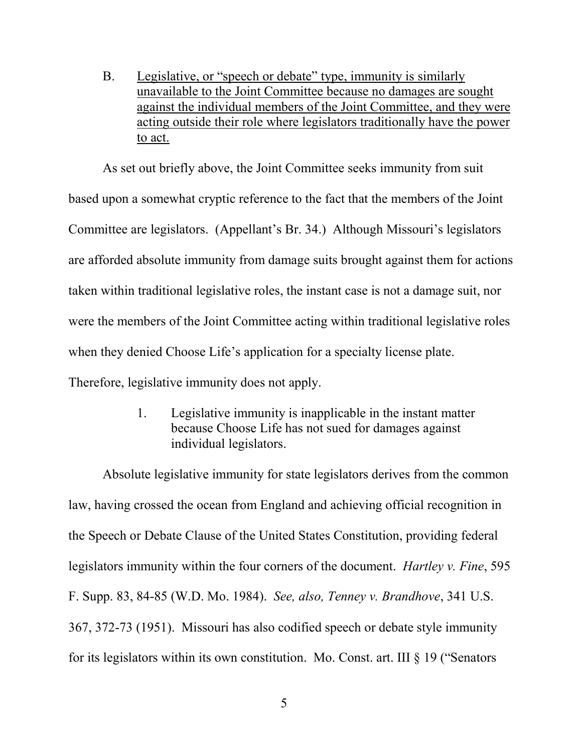B. <u>Legislative, or "speech or debate" type, immunity is similarly unavailable to the Joint Committee because no damages are sought against the individual members of the Joint Committee, and they were acting outside their role where legislators traditionally have the power to act.</u>

As set out briefly above, the Joint Committee seeks immunity from suit based upon a somewhat cryptic reference to the fact that the members of the Joint Committee are legislators. (Appellant's Br. 34.) Although Missouri's legislators are afforded absolute immunity from damage suits brought against them for actions taken within traditional legislative roles, the instant case is not a damage suit, nor were the members of the Joint Committee acting within traditional legislative roles when they denied Choose Life's application for a specialty license plate. Therefore, legislative immunity does not apply.

1. Legislative immunity is inapplicable in the instant matter because Choose Life has not sued for damages against individual legislators.

Absolute legislative immunity for state legislators derives from the common law, having crossed the ocean from England and achieving official recognition in the Speech or Debate Clause of the United States Constitution, providing federal legislators immunity within the four corners of the document. *Hartley v. Fine*, 595 F. Supp. 83, 84-85 (W.D. Mo. 1984). *See, also, Tenney v. Brandhove*, 341 U.S. 367, 372-73 (1951). Missouri has also codified speech or debate style immunity for its legislators within its own constitution. Mo. Const. art. III § 19 ("Senators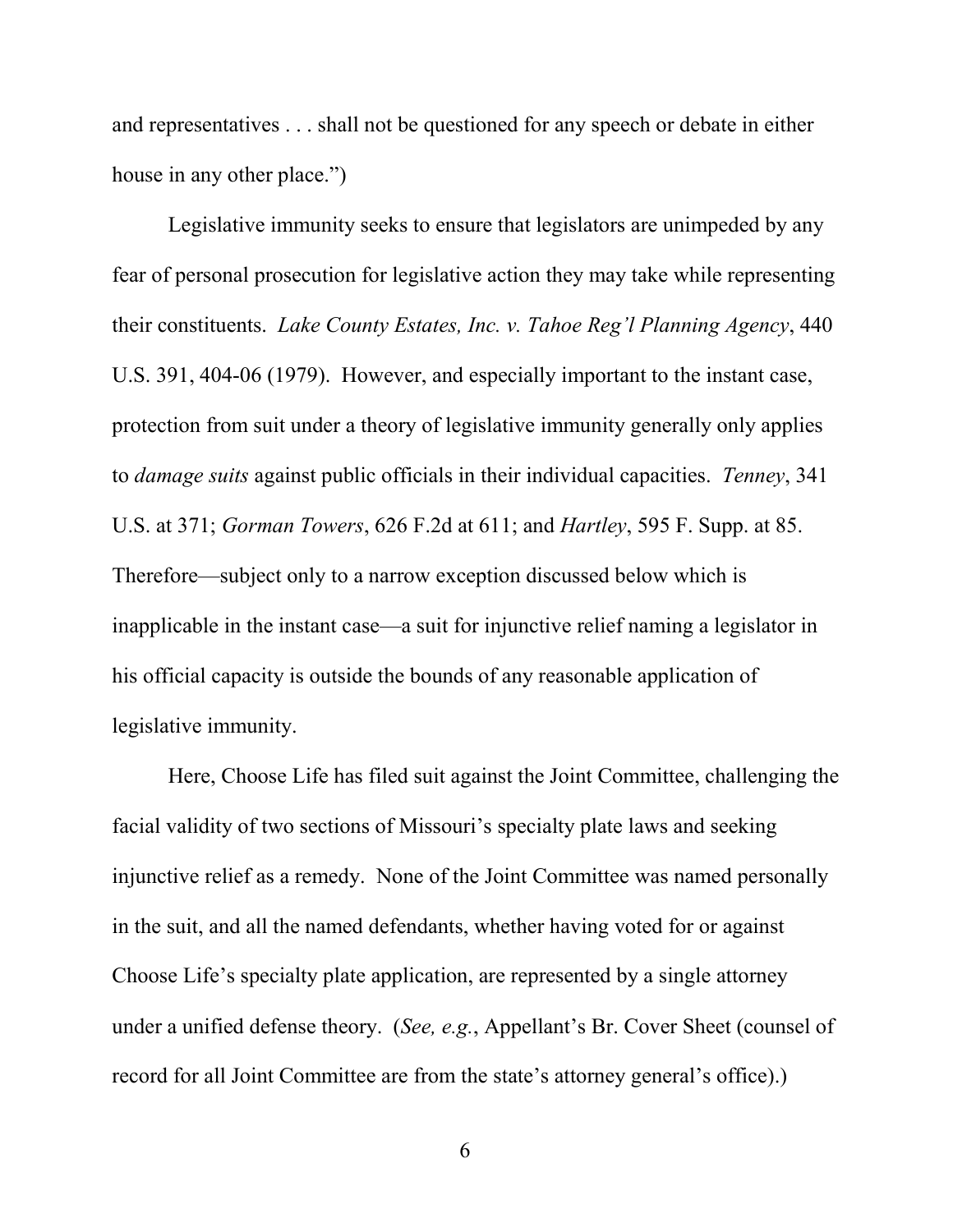and representatives . . . shall not be questioned for any speech or debate in either house in any other place.")

Legislative immunity seeks to ensure that legislators are unimpeded by any fear of personal prosecution for legislative action they may take while representing their constituents. *Lake County Estates, Inc. v. Tahoe Reg'l Planning Agency*, 440 U.S. 391, 404-06 (1979). However, and especially important to the instant case, protection from suit under a theory of legislative immunity generally only applies to *damage suits* against public officials in their individual capacities. *Tenney*, 341 U.S. at 371; *Gorman Towers*, 626 F.2d at 611; and *Hartley*, 595 F. Supp. at 85. Therefore—subject only to a narrow exception discussed below which is inapplicable in the instant case—a suit for injunctive relief naming a legislator in his official capacity is outside the bounds of any reasonable application of legislative immunity.

Here, Choose Life has filed suit against the Joint Committee, challenging the facial validity of two sections of Missouri's specialty plate laws and seeking injunctive relief as a remedy. None of the Joint Committee was named personally in the suit, and all the named defendants, whether having voted for or against Choose Life's specialty plate application, are represented by a single attorney under a unified defense theory. (*See, e.g.*, Appellant's Br. Cover Sheet (counsel of record for all Joint Committee are from the state's attorney general's office).)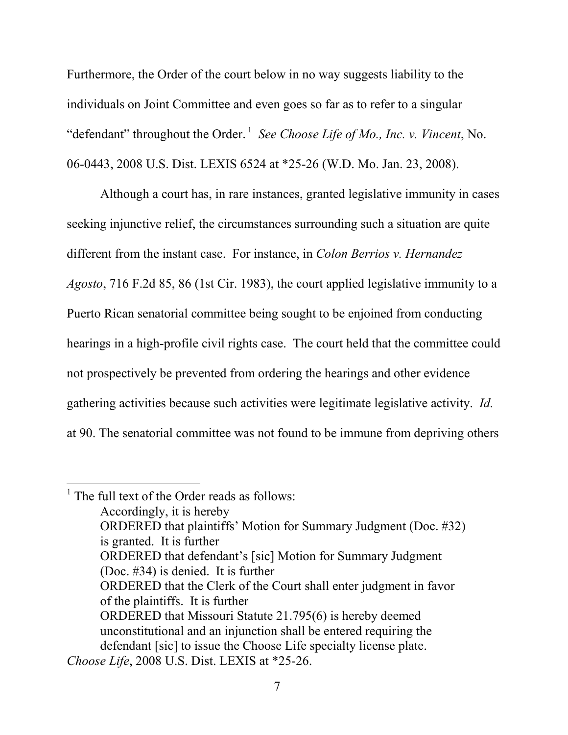Furthermore, the Order of the court below in no way suggests liability to the individuals on Joint Committee and even goes so far as to refer to a singular "defendant" throughout the Order.[1] *See Choose Life of Mo., Inc. v. Vincent*, No. 06-0443, 2008 U.S. Dist. LEXIS 6524 at *25-26 (W.D. Mo. Jan. 23, 2008).

Although a court has, in rare instances, granted legislative immunity in cases seeking injunctive relief, the circumstances surrounding such a situation are quite different from the instant case. For instance, in *Colon Berrios v. Hernandez Agosto*, 716 F.2d 85, 86 (1st Cir. 1983), the court applied legislative immunity to a Puerto Rican senatorial committee being sought to be enjoined from conducting hearings in a high-profile civil rights case. The court held that the committee could not prospectively be prevented from ordering the hearings and other evidence gathering activities because such activities were legitimate legislative activity. *Id.* at 90. The senatorial committee was not found to be immune from depriving others

---

[1] The full text of the Order reads as follows:

> Accordingly, it is hereby
> ORDERED that plaintiffs' Motion for Summary Judgment (Doc. #32) is granted. It is further
> ORDERED that defendant's [sic] Motion for Summary Judgment (Doc. #34) is denied. It is further
> ORDERED that the Clerk of the Court shall enter judgment in favor of the plaintiffs. It is further
> ORDERED that Missouri Statute 21.795(6) is hereby deemed unconstitutional and an injunction shall be entered requiring the defendant [sic] to issue the Choose Life specialty license plate.

*Choose Life*, 2008 U.S. Dist. LEXIS at *25-26.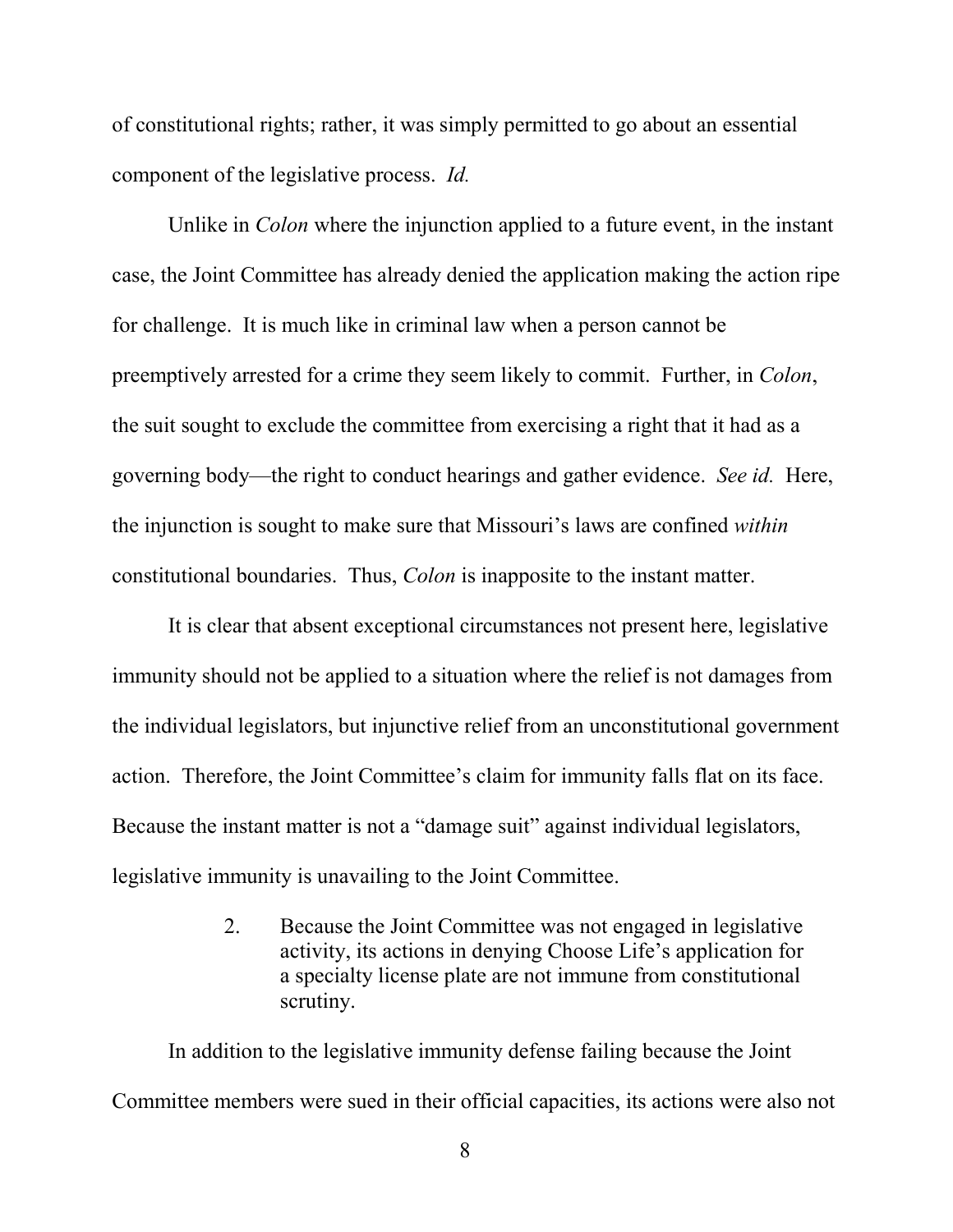of constitutional rights; rather, it was simply permitted to go about an essential component of the legislative process. *Id.*

Unlike in *Colon* where the injunction applied to a future event, in the instant case, the Joint Committee has already denied the application making the action ripe for challenge. It is much like in criminal law when a person cannot be preemptively arrested for a crime they seem likely to commit. Further, in *Colon*, the suit sought to exclude the committee from exercising a right that it had as a governing body—the right to conduct hearings and gather evidence. *See id.* Here, the injunction is sought to make sure that Missouri's laws are confined *within* constitutional boundaries. Thus, *Colon* is inapposite to the instant matter.

It is clear that absent exceptional circumstances not present here, legislative immunity should not be applied to a situation where the relief is not damages from the individual legislators, but injunctive relief from an unconstitutional government action. Therefore, the Joint Committee's claim for immunity falls flat on its face. Because the instant matter is not a "damage suit" against individual legislators, legislative immunity is unavailing to the Joint Committee.

2. Because the Joint Committee was not engaged in legislative activity, its actions in denying Choose Life's application for a specialty license plate are not immune from constitutional scrutiny.

In addition to the legislative immunity defense failing because the Joint Committee members were sued in their official capacities, its actions were also not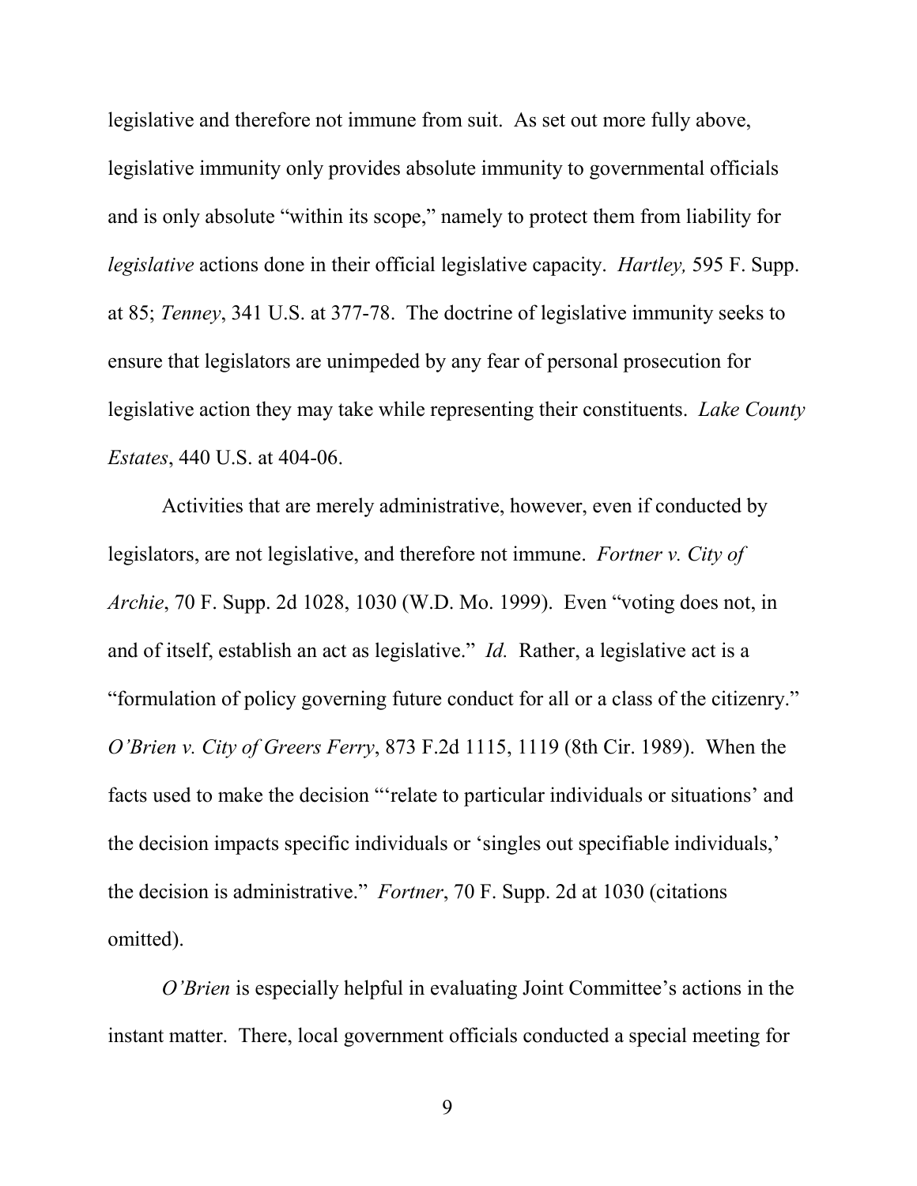legislative and therefore not immune from suit. As set out more fully above, legislative immunity only provides absolute immunity to governmental officials and is only absolute "within its scope," namely to protect them from liability for *legislative* actions done in their official legislative capacity. *Hartley,* 595 F. Supp. at 85; *Tenney*, 341 U.S. at 377-78. The doctrine of legislative immunity seeks to ensure that legislators are unimpeded by any fear of personal prosecution for legislative action they may take while representing their constituents. *Lake County Estates*, 440 U.S. at 404-06.

Activities that are merely administrative, however, even if conducted by legislators, are not legislative, and therefore not immune. *Fortner v. City of Archie*, 70 F. Supp. 2d 1028, 1030 (W.D. Mo. 1999). Even "voting does not, in and of itself, establish an act as legislative." *Id.* Rather, a legislative act is a "formulation of policy governing future conduct for all or a class of the citizenry." *O'Brien v. City of Greers Ferry*, 873 F.2d 1115, 1119 (8th Cir. 1989). When the facts used to make the decision "'relate to particular individuals or situations' and the decision impacts specific individuals or 'singles out specifiable individuals,' the decision is administrative." *Fortner*, 70 F. Supp. 2d at 1030 (citations omitted).

*O'Brien* is especially helpful in evaluating Joint Committee's actions in the instant matter. There, local government officials conducted a special meeting for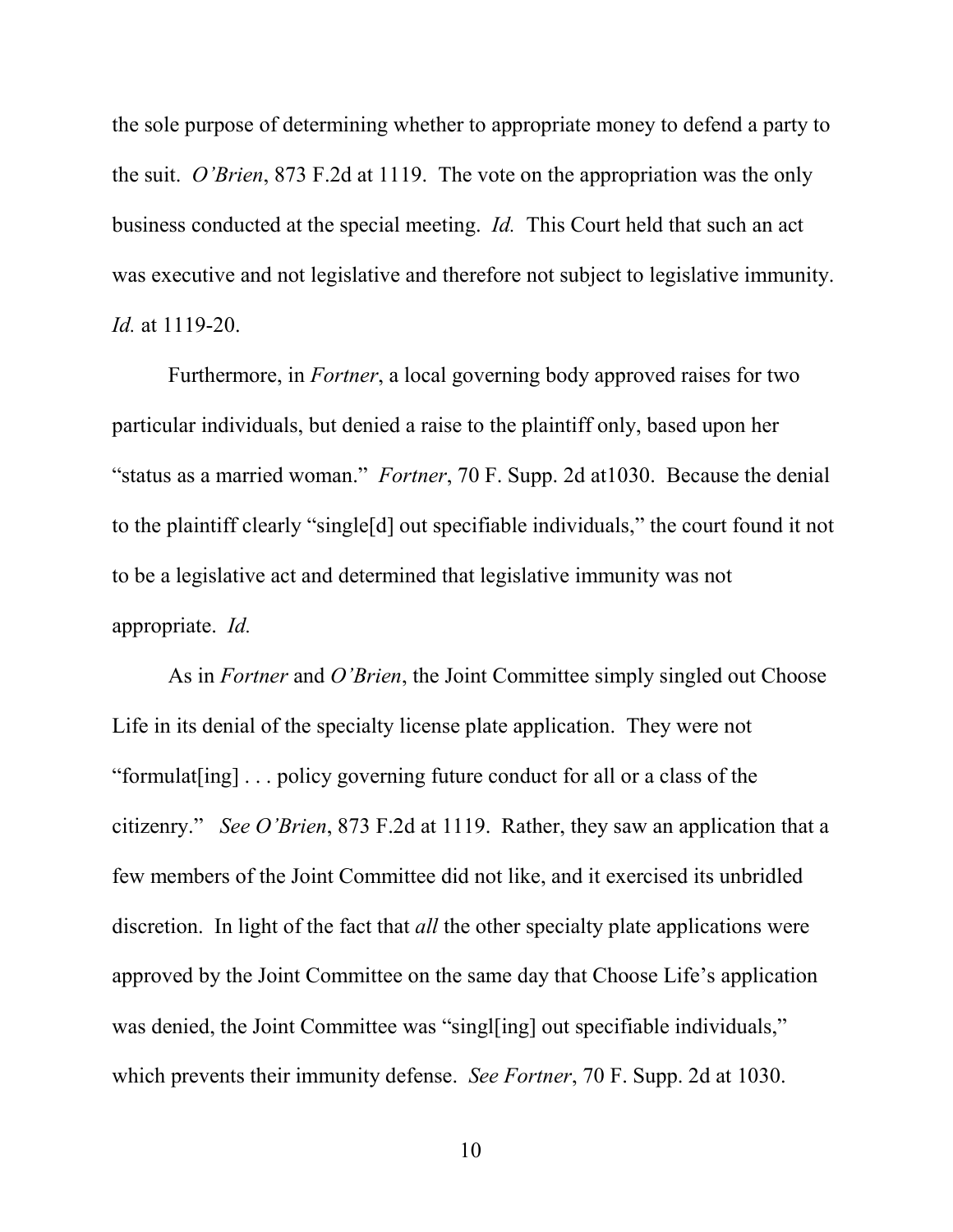the sole purpose of determining whether to appropriate money to defend a party to the suit. *O'Brien*, 873 F.2d at 1119. The vote on the appropriation was the only business conducted at the special meeting. *Id.* This Court held that such an act was executive and not legislative and therefore not subject to legislative immunity. *Id.* at 1119-20.

Furthermore, in *Fortner*, a local governing body approved raises for two particular individuals, but denied a raise to the plaintiff only, based upon her "status as a married woman." *Fortner*, 70 F. Supp. 2d at1030. Because the denial to the plaintiff clearly "single[d] out specifiable individuals," the court found it not to be a legislative act and determined that legislative immunity was not appropriate. *Id.*

As in *Fortner* and *O'Brien*, the Joint Committee simply singled out Choose Life in its denial of the specialty license plate application. They were not "formulat[ing] . . . policy governing future conduct for all or a class of the citizenry." *See O'Brien*, 873 F.2d at 1119. Rather, they saw an application that a few members of the Joint Committee did not like, and it exercised its unbridled discretion. In light of the fact that *all* the other specialty plate applications were approved by the Joint Committee on the same day that Choose Life's application was denied, the Joint Committee was "singl[ing] out specifiable individuals," which prevents their immunity defense. *See Fortner*, 70 F. Supp. 2d at 1030.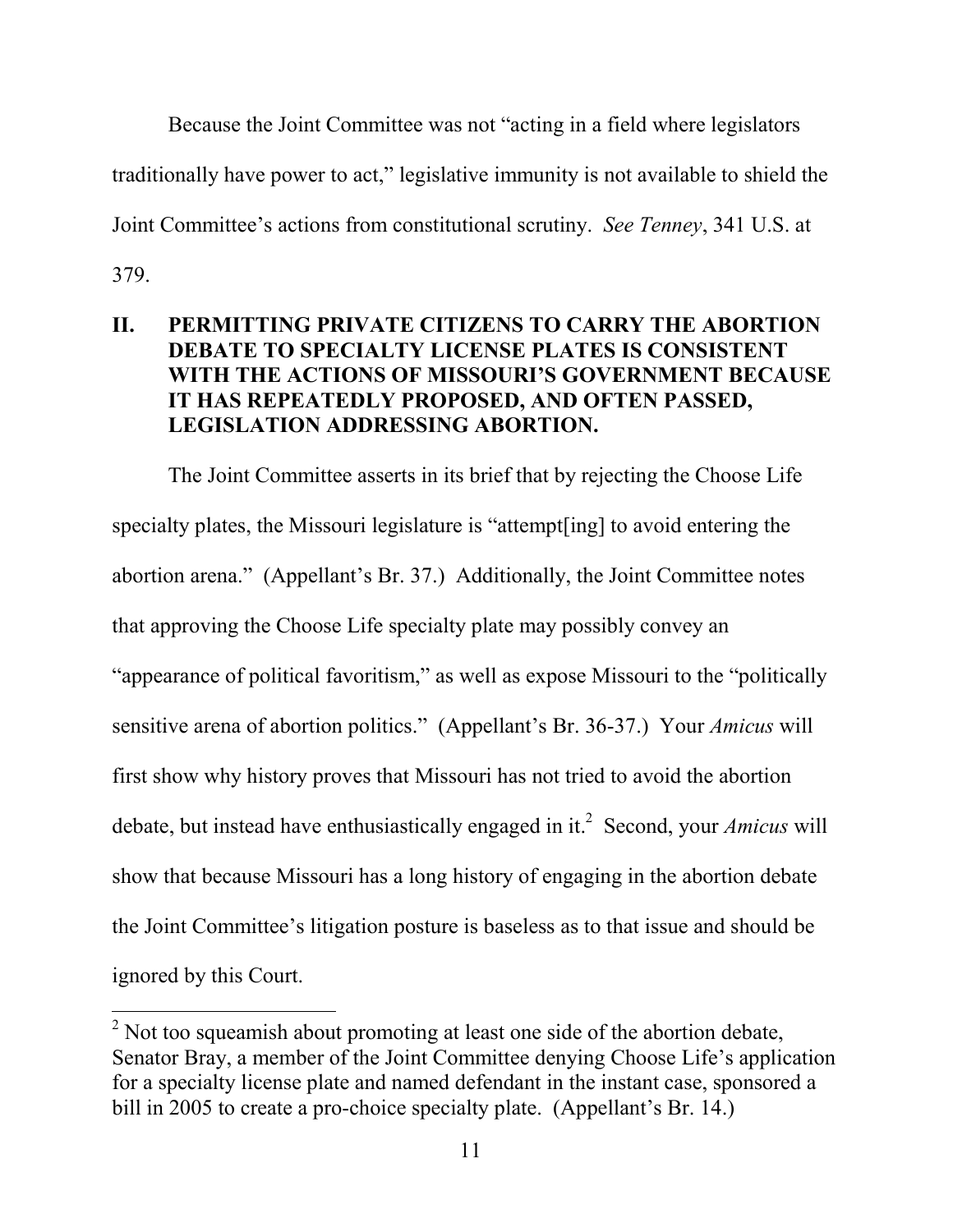Because the Joint Committee was not "acting in a field where legislators traditionally have power to act," legislative immunity is not available to shield the Joint Committee's actions from constitutional scrutiny. *See Tenney*, 341 U.S. at 379.

## II. PERMITTING PRIVATE CITIZENS TO CARRY THE ABORTION DEBATE TO SPECIALTY LICENSE PLATES IS CONSISTENT WITH THE ACTIONS OF MISSOURI'S GOVERNMENT BECAUSE IT HAS REPEATEDLY PROPOSED, AND OFTEN PASSED, LEGISLATION ADDRESSING ABORTION.

The Joint Committee asserts in its brief that by rejecting the Choose Life specialty plates, the Missouri legislature is "attempt[ing] to avoid entering the abortion arena." (Appellant's Br. 37.) Additionally, the Joint Committee notes that approving the Choose Life specialty plate may possibly convey an "appearance of political favoritism," as well as expose Missouri to the "politically sensitive arena of abortion politics." (Appellant's Br. 36-37.) Your *Amicus* will first show why history proves that Missouri has not tried to avoid the abortion debate, but instead have enthusiastically engaged in it.[2] Second, your *Amicus* will show that because Missouri has a long history of engaging in the abortion debate the Joint Committee's litigation posture is baseless as to that issue and should be ignored by this Court.

[2] Not too squeamish about promoting at least one side of the abortion debate, Senator Bray, a member of the Joint Committee denying Choose Life's application for a specialty license plate and named defendant in the instant case, sponsored a bill in 2005 to create a pro-choice specialty plate. (Appellant's Br. 14.)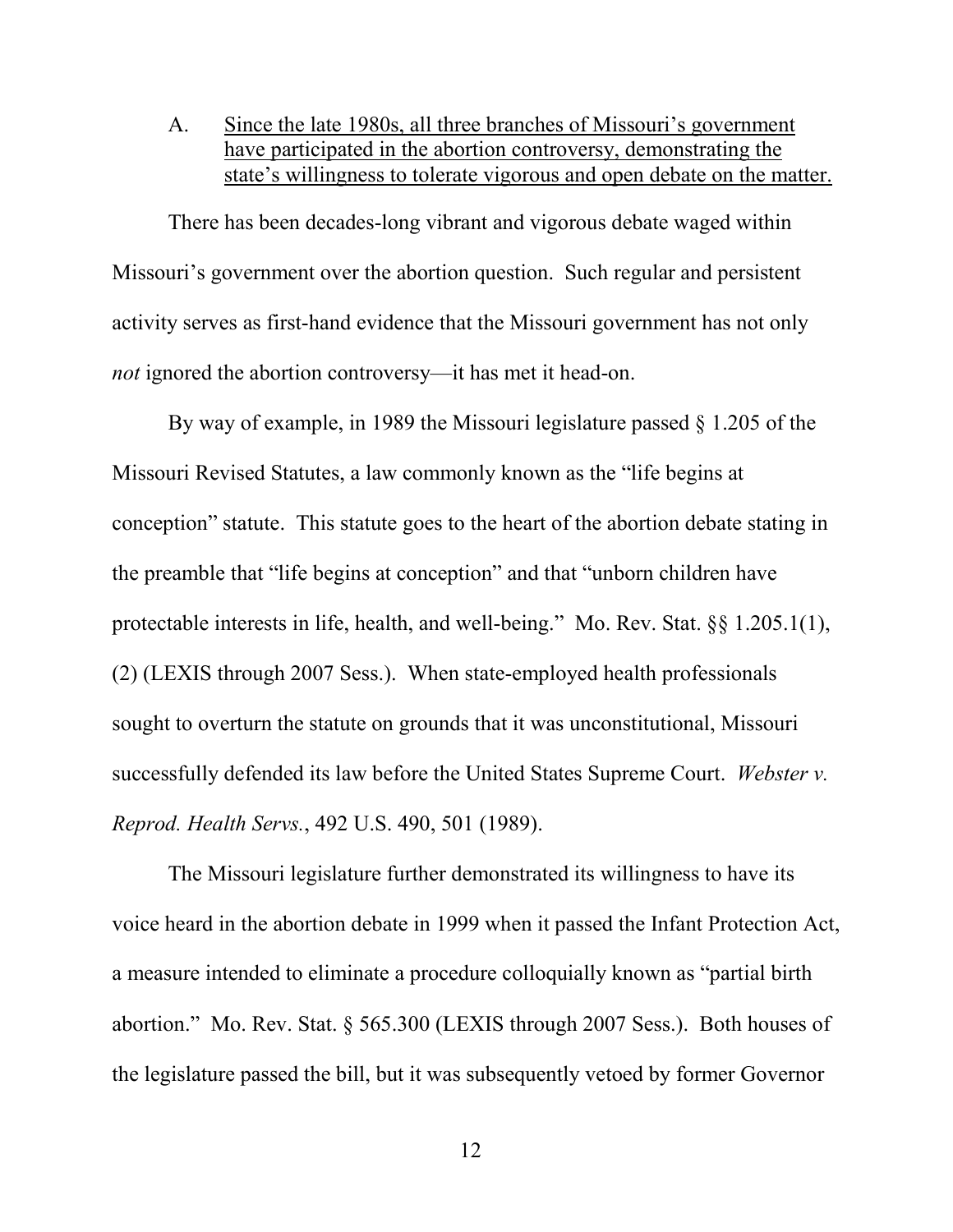A. <u>Since the late 1980s, all three branches of Missouri's government have participated in the abortion controversy, demonstrating the state's willingness to tolerate vigorous and open debate on the matter.</u>

There has been decades-long vibrant and vigorous debate waged within Missouri's government over the abortion question. Such regular and persistent activity serves as first-hand evidence that the Missouri government has not only *not* ignored the abortion controversy—it has met it head-on.

By way of example, in 1989 the Missouri legislature passed § 1.205 of the Missouri Revised Statutes, a law commonly known as the "life begins at conception" statute. This statute goes to the heart of the abortion debate stating in the preamble that "life begins at conception" and that "unborn children have protectable interests in life, health, and well-being." Mo. Rev. Stat. §§ 1.205.1(1), (2) (LEXIS through 2007 Sess.). When state-employed health professionals sought to overturn the statute on grounds that it was unconstitutional, Missouri successfully defended its law before the United States Supreme Court. *Webster v. Reprod. Health Servs.*, 492 U.S. 490, 501 (1989).

The Missouri legislature further demonstrated its willingness to have its voice heard in the abortion debate in 1999 when it passed the Infant Protection Act, a measure intended to eliminate a procedure colloquially known as "partial birth abortion." Mo. Rev. Stat. § 565.300 (LEXIS through 2007 Sess.). Both houses of the legislature passed the bill, but it was subsequently vetoed by former Governor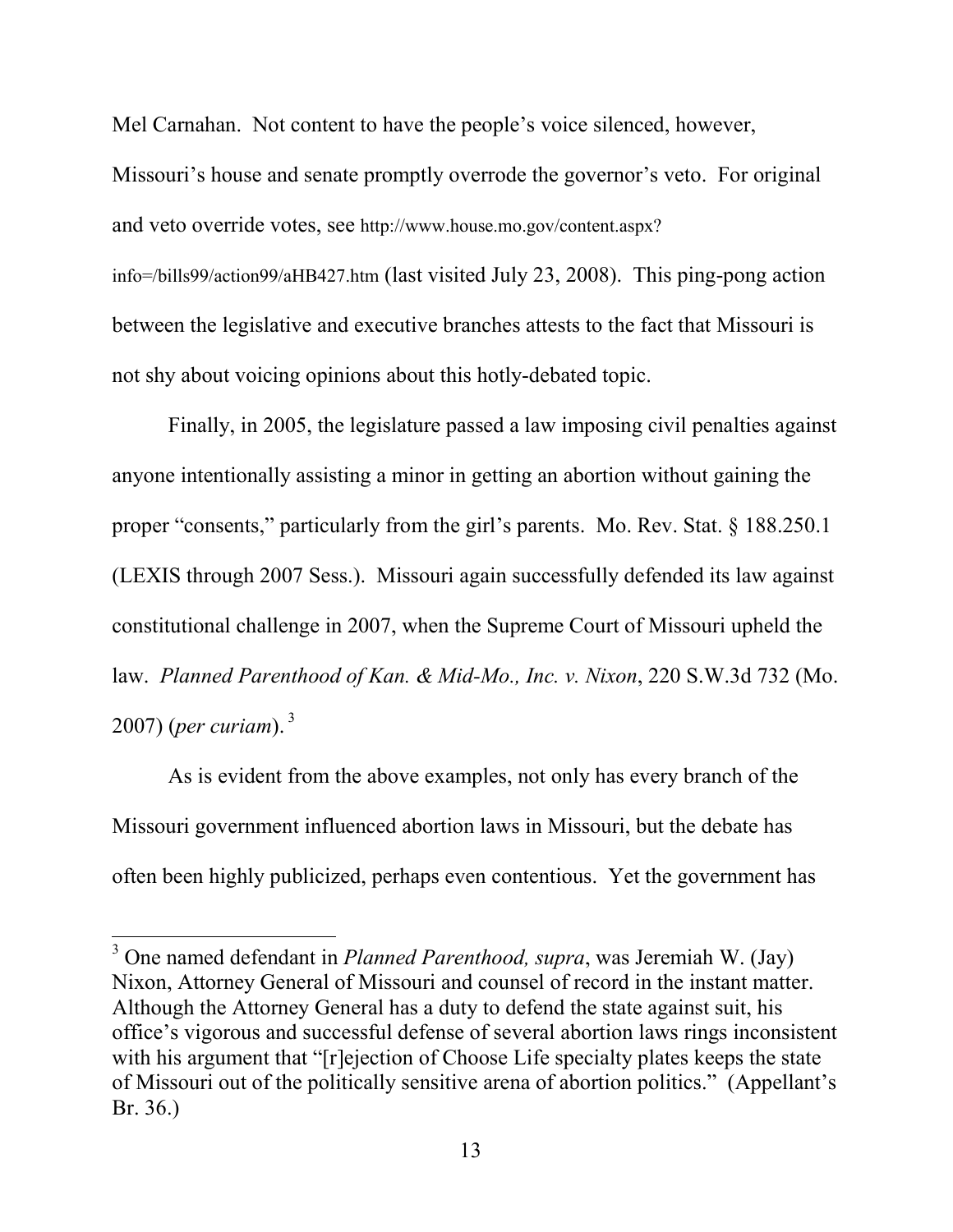Mel Carnahan. Not content to have the people's voice silenced, however, Missouri's house and senate promptly overrode the governor's veto. For original and veto override votes, see http://www.house.mo.gov/content.aspx?info=/bills99/action99/aHB427.htm (last visited July 23, 2008). This ping-pong action between the legislative and executive branches attests to the fact that Missouri is not shy about voicing opinions about this hotly-debated topic.

Finally, in 2005, the legislature passed a law imposing civil penalties against anyone intentionally assisting a minor in getting an abortion without gaining the proper "consents," particularly from the girl's parents. Mo. Rev. Stat. § 188.250.1 (LEXIS through 2007 Sess.). Missouri again successfully defended its law against constitutional challenge in 2007, when the Supreme Court of Missouri upheld the law. *Planned Parenthood of Kan. & Mid-Mo., Inc. v. Nixon*, 220 S.W.3d 732 (Mo. 2007) (*per curiam*).[3]

As is evident from the above examples, not only has every branch of the Missouri government influenced abortion laws in Missouri, but the debate has often been highly publicized, perhaps even contentious. Yet the government has

---

[3] One named defendant in *Planned Parenthood, supra*, was Jeremiah W. (Jay) Nixon, Attorney General of Missouri and counsel of record in the instant matter. Although the Attorney General has a duty to defend the state against suit, his office's vigorous and successful defense of several abortion laws rings inconsistent with his argument that "[r]ejection of Choose Life specialty plates keeps the state of Missouri out of the politically sensitive arena of abortion politics." (Appellant's Br. 36.)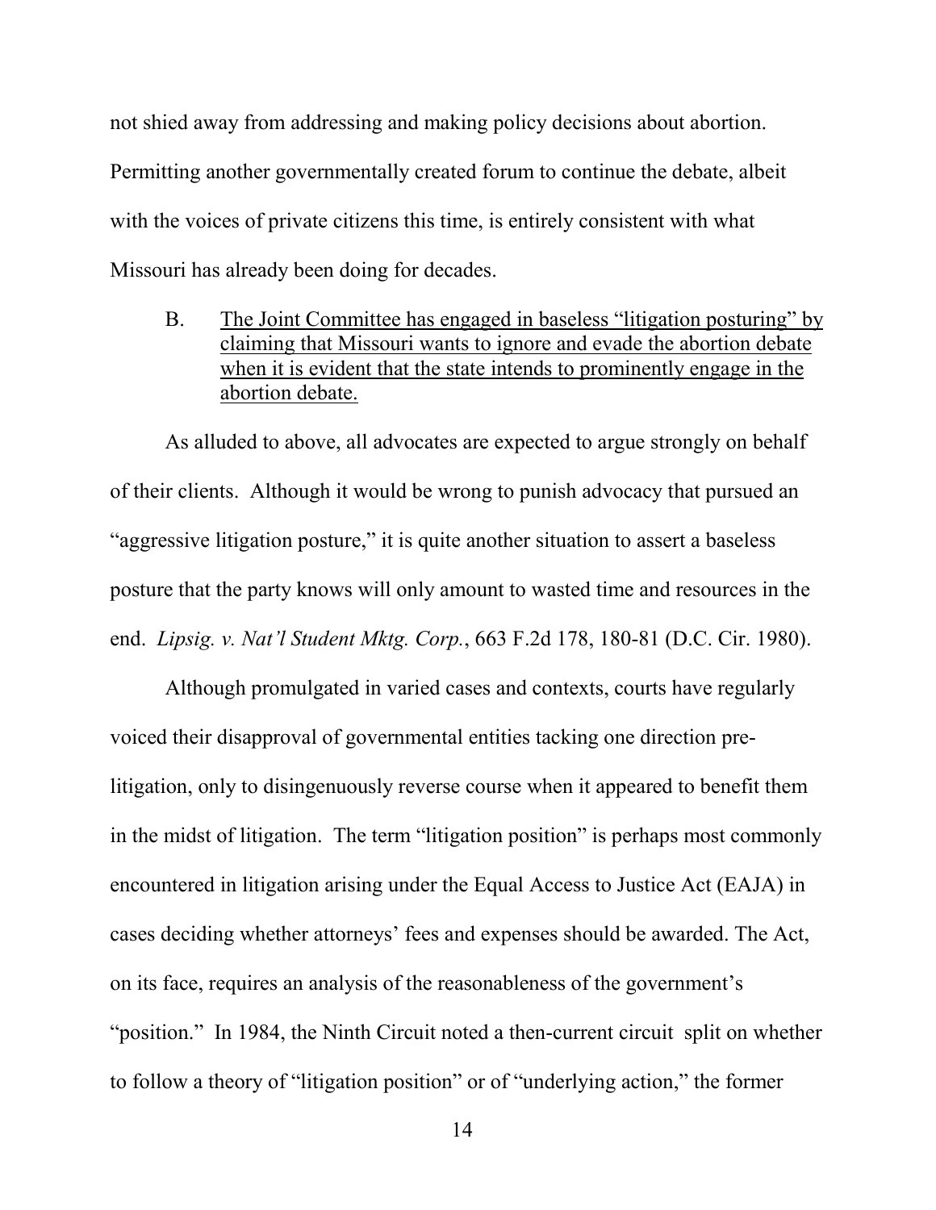not shied away from addressing and making policy decisions about abortion. Permitting another governmentally created forum to continue the debate, albeit with the voices of private citizens this time, is entirely consistent with what Missouri has already been doing for decades.

B. The Joint Committee has engaged in baseless "litigation posturing" by claiming that Missouri wants to ignore and evade the abortion debate when it is evident that the state intends to prominently engage in the abortion debate.

As alluded to above, all advocates are expected to argue strongly on behalf of their clients. Although it would be wrong to punish advocacy that pursued an "aggressive litigation posture," it is quite another situation to assert a baseless posture that the party knows will only amount to wasted time and resources in the end. *Lipsig. v. Nat'l Student Mktg. Corp.*, 663 F.2d 178, 180-81 (D.C. Cir. 1980).

Although promulgated in varied cases and contexts, courts have regularly voiced their disapproval of governmental entities tacking one direction pre-litigation, only to disingenuously reverse course when it appeared to benefit them in the midst of litigation. The term "litigation position" is perhaps most commonly encountered in litigation arising under the Equal Access to Justice Act (EAJA) in cases deciding whether attorneys' fees and expenses should be awarded. The Act, on its face, requires an analysis of the reasonableness of the government's "position." In 1984, the Ninth Circuit noted a then-current circuit split on whether to follow a theory of "litigation position" or of "underlying action," the former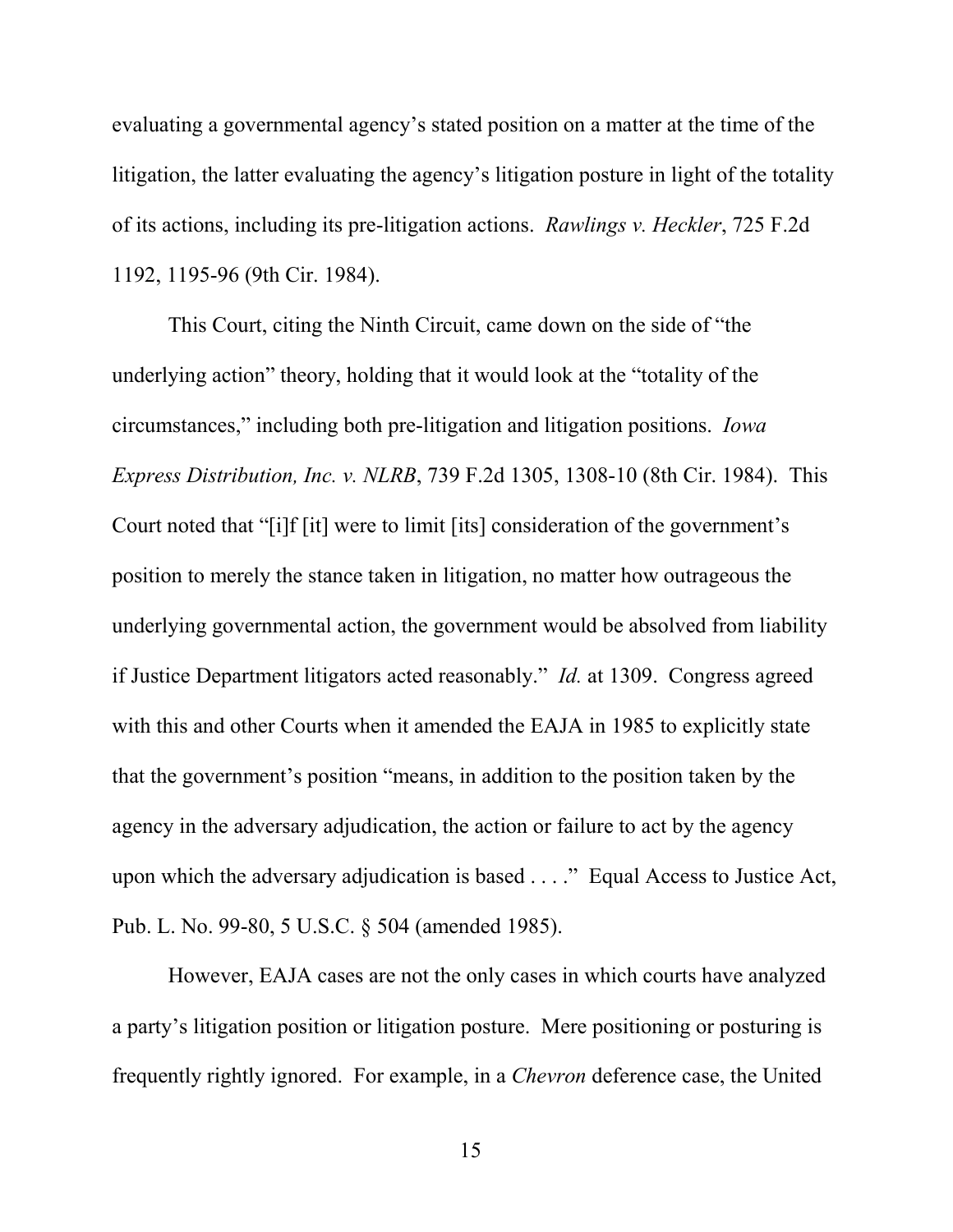evaluating a governmental agency's stated position on a matter at the time of the litigation, the latter evaluating the agency's litigation posture in light of the totality of its actions, including its pre-litigation actions. *Rawlings v. Heckler*, 725 F.2d 1192, 1195-96 (9th Cir. 1984).

This Court, citing the Ninth Circuit, came down on the side of "the underlying action" theory, holding that it would look at the "totality of the circumstances," including both pre-litigation and litigation positions. *Iowa Express Distribution, Inc. v. NLRB*, 739 F.2d 1305, 1308-10 (8th Cir. 1984). This Court noted that "[i]f [it] were to limit [its] consideration of the government's position to merely the stance taken in litigation, no matter how outrageous the underlying governmental action, the government would be absolved from liability if Justice Department litigators acted reasonably." *Id.* at 1309. Congress agreed with this and other Courts when it amended the EAJA in 1985 to explicitly state that the government's position "means, in addition to the position taken by the agency in the adversary adjudication, the action or failure to act by the agency upon which the adversary adjudication is based . . . ." Equal Access to Justice Act, Pub. L. No. 99-80, 5 U.S.C. § 504 (amended 1985).

However, EAJA cases are not the only cases in which courts have analyzed a party's litigation position or litigation posture. Mere positioning or posturing is frequently rightly ignored. For example, in a *Chevron* deference case, the United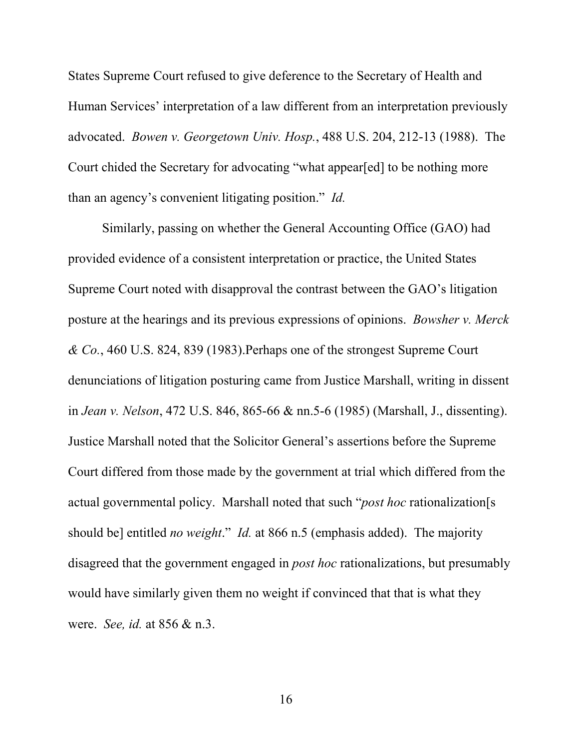States Supreme Court refused to give deference to the Secretary of Health and Human Services' interpretation of a law different from an interpretation previously advocated. *Bowen v. Georgetown Univ. Hosp.*, 488 U.S. 204, 212-13 (1988). The Court chided the Secretary for advocating "what appear[ed] to be nothing more than an agency's convenient litigating position." *Id.*

Similarly, passing on whether the General Accounting Office (GAO) had provided evidence of a consistent interpretation or practice, the United States Supreme Court noted with disapproval the contrast between the GAO's litigation posture at the hearings and its previous expressions of opinions. *Bowsher v. Merck & Co.*, 460 U.S. 824, 839 (1983).Perhaps one of the strongest Supreme Court denunciations of litigation posturing came from Justice Marshall, writing in dissent in *Jean v. Nelson*, 472 U.S. 846, 865-66 & nn.5-6 (1985) (Marshall, J., dissenting). Justice Marshall noted that the Solicitor General's assertions before the Supreme Court differed from those made by the government at trial which differed from the actual governmental policy. Marshall noted that such "*post hoc* rationalization[s should be] entitled *no weight*." *Id.* at 866 n.5 (emphasis added). The majority disagreed that the government engaged in *post hoc* rationalizations, but presumably would have similarly given them no weight if convinced that that is what they were. *See, id.* at 856 & n.3.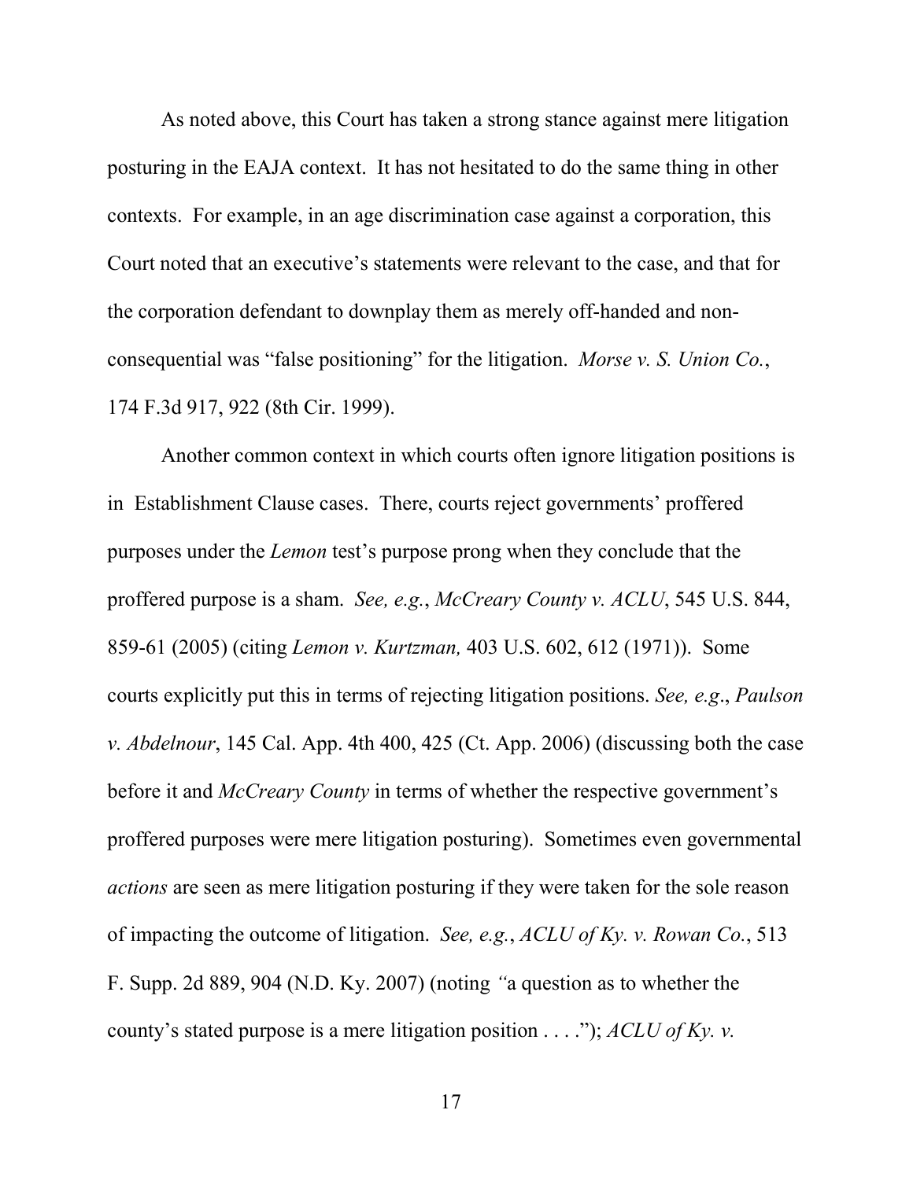As noted above, this Court has taken a strong stance against mere litigation posturing in the EAJA context. It has not hesitated to do the same thing in other contexts. For example, in an age discrimination case against a corporation, this Court noted that an executive's statements were relevant to the case, and that for the corporation defendant to downplay them as merely off-handed and non-consequential was "false positioning" for the litigation. *Morse v. S. Union Co.*, 174 F.3d 917, 922 (8th Cir. 1999).

Another common context in which courts often ignore litigation positions is in Establishment Clause cases. There, courts reject governments' proffered purposes under the *Lemon* test's purpose prong when they conclude that the proffered purpose is a sham. *See, e.g.*, *McCreary County v. ACLU*, 545 U.S. 844, 859-61 (2005) (citing *Lemon v. Kurtzman,* 403 U.S. 602, 612 (1971)). Some courts explicitly put this in terms of rejecting litigation positions. *See, e.g*., *Paulson v. Abdelnour*, 145 Cal. App. 4th 400, 425 (Ct. App. 2006) (discussing both the case before it and *McCreary County* in terms of whether the respective government's proffered purposes were mere litigation posturing). Sometimes even governmental *actions* are seen as mere litigation posturing if they were taken for the sole reason of impacting the outcome of litigation. *See, e.g.*, *ACLU of Ky. v. Rowan Co.*, 513 F. Supp. 2d 889, 904 (N.D. Ky. 2007) (noting "a question as to whether the county's stated purpose is a mere litigation position . . . ."); *ACLU of Ky. v.*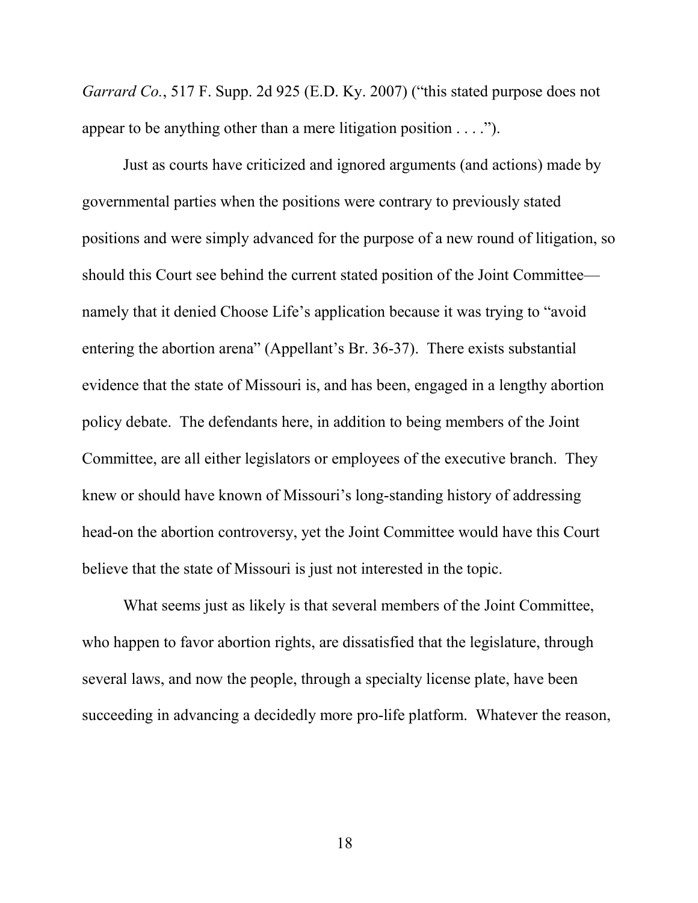*Garrard Co.*, 517 F. Supp. 2d 925 (E.D. Ky. 2007) ("this stated purpose does not appear to be anything other than a mere litigation position . . . .").

Just as courts have criticized and ignored arguments (and actions) made by governmental parties when the positions were contrary to previously stated positions and were simply advanced for the purpose of a new round of litigation, so should this Court see behind the current stated position of the Joint Committee—namely that it denied Choose Life's application because it was trying to "avoid entering the abortion arena" (Appellant's Br. 36-37). There exists substantial evidence that the state of Missouri is, and has been, engaged in a lengthy abortion policy debate. The defendants here, in addition to being members of the Joint Committee, are all either legislators or employees of the executive branch. They knew or should have known of Missouri's long-standing history of addressing head-on the abortion controversy, yet the Joint Committee would have this Court believe that the state of Missouri is just not interested in the topic.

What seems just as likely is that several members of the Joint Committee, who happen to favor abortion rights, are dissatisfied that the legislature, through several laws, and now the people, through a specialty license plate, have been succeeding in advancing a decidedly more pro-life platform. Whatever the reason,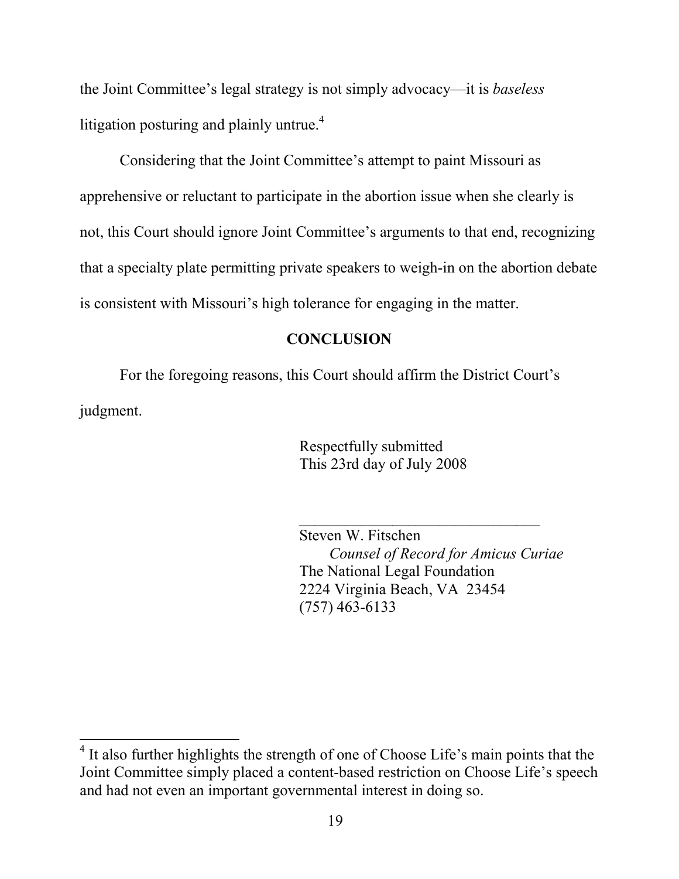the Joint Committee's legal strategy is not simply advocacy—it is *baseless* litigation posturing and plainly untrue.[4]

Considering that the Joint Committee's attempt to paint Missouri as apprehensive or reluctant to participate in the abortion issue when she clearly is not, this Court should ignore Joint Committee's arguments to that end, recognizing that a specialty plate permitting private speakers to weigh-in on the abortion debate is consistent with Missouri's high tolerance for engaging in the matter.

## CONCLUSION

For the foregoing reasons, this Court should affirm the District Court's judgment.

Respectfully submitted
This 23rd day of July 2008

________________________________

Steven W. Fitschen
*Counsel of Record for Amicus Curiae*
The National Legal Foundation
2224 Virginia Beach, VA 23454
(757) 463-6133

---

[4] It also further highlights the strength of one of Choose Life's main points that the Joint Committee simply placed a content-based restriction on Choose Life's speech and had not even an important governmental interest in doing so.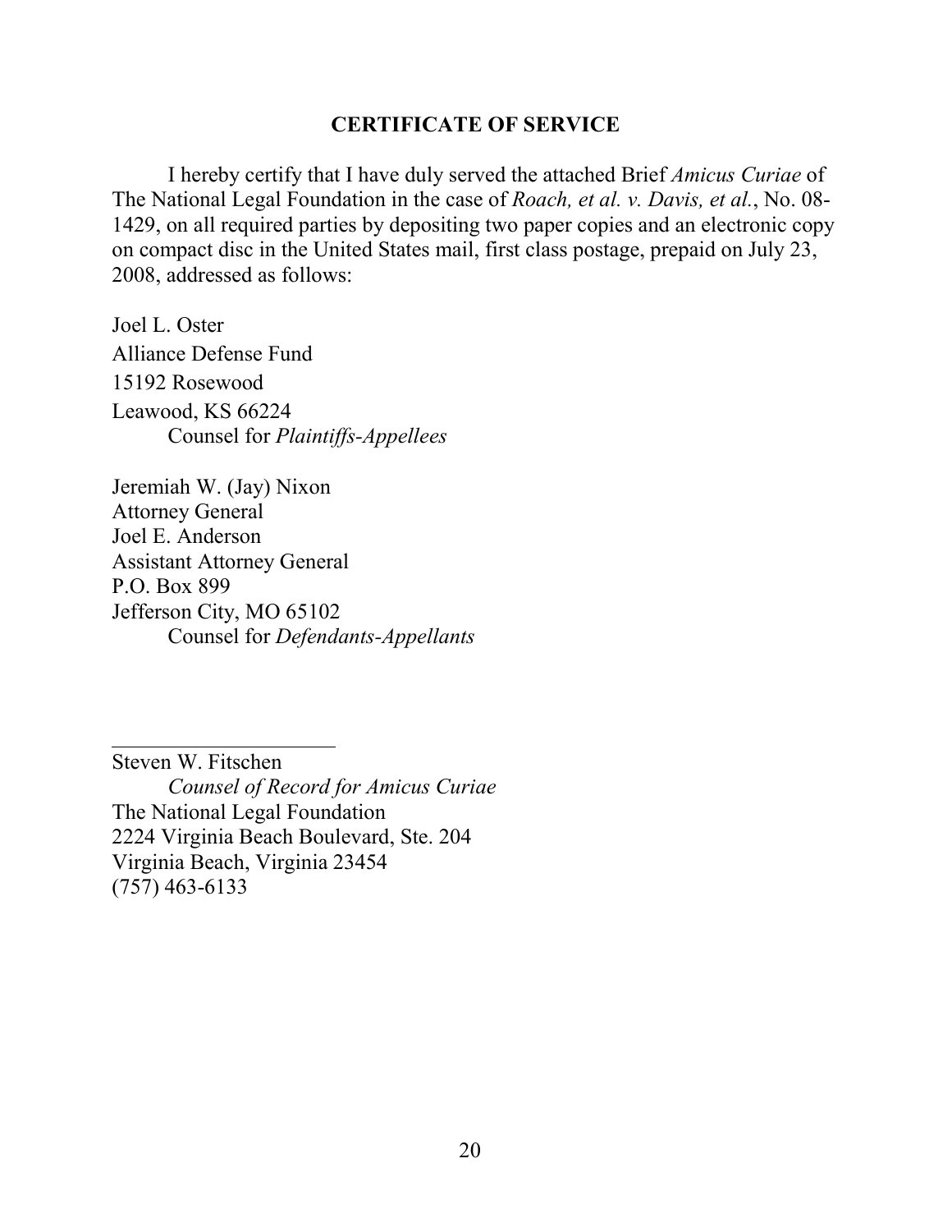## CERTIFICATE OF SERVICE

I hereby certify that I have duly served the attached Brief *Amicus Curiae* of The National Legal Foundation in the case of *Roach, et al. v. Davis, et al.*, No. 08-1429, on all required parties by depositing two paper copies and an electronic copy on compact disc in the United States mail, first class postage, prepaid on July 23, 2008, addressed as follows:

Joel L. Oster
Alliance Defense Fund
15192 Rosewood
Leawood, KS 66224
Counsel for *Plaintiffs-Appellees*

Jeremiah W. (Jay) Nixon
Attorney General
Joel E. Anderson
Assistant Attorney General
P.O. Box 899
Jefferson City, MO 65102
Counsel for *Defendants-Appellants*

\_\_\_\_\_\_\_\_\_\_\_\_\_\_\_\_\_\_\_\_\_\_\_\_

Steven W. Fitschen
*Counsel of Record for Amicus Curiae*
The National Legal Foundation
2224 Virginia Beach Boulevard, Ste. 204
Virginia Beach, Virginia 23454
(757) 463-6133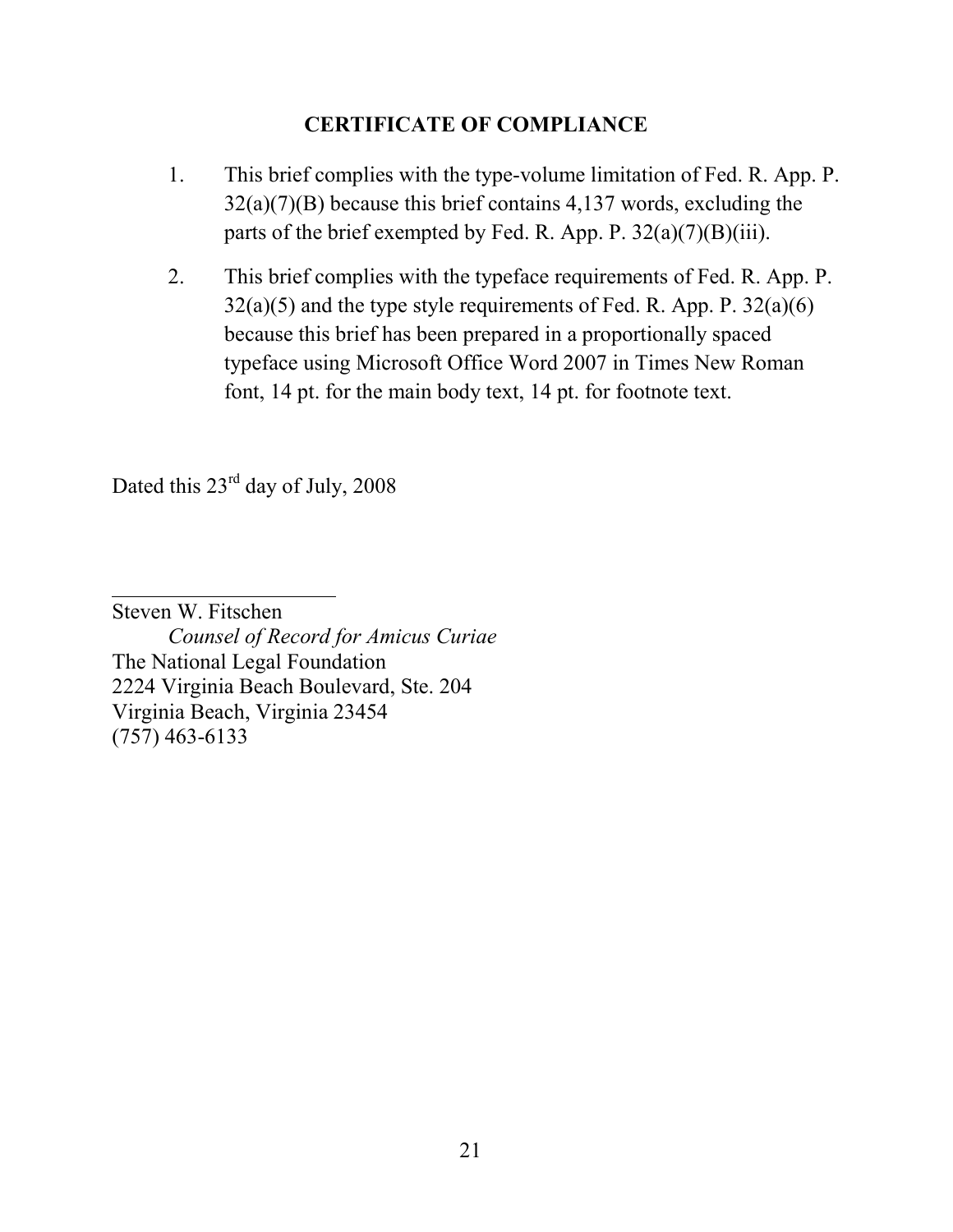## CERTIFICATE OF COMPLIANCE

1. This brief complies with the type-volume limitation of Fed. R. App. P. 32(a)(7)(B) because this brief contains 4,137 words, excluding the parts of the brief exempted by Fed. R. App. P. 32(a)(7)(B)(iii).

2. This brief complies with the typeface requirements of Fed. R. App. P. 32(a)(5) and the type style requirements of Fed. R. App. P. 32(a)(6) because this brief has been prepared in a proportionally spaced typeface using Microsoft Office Word 2007 in Times New Roman font, 14 pt. for the main body text, 14 pt. for footnote text.

Dated this 23rd day of July, 2008

______________________

Steven W. Fitschen
*Counsel of Record for Amicus Curiae*
The National Legal Foundation
2224 Virginia Beach Boulevard, Ste. 204
Virginia Beach, Virginia 23454
(757) 463-6133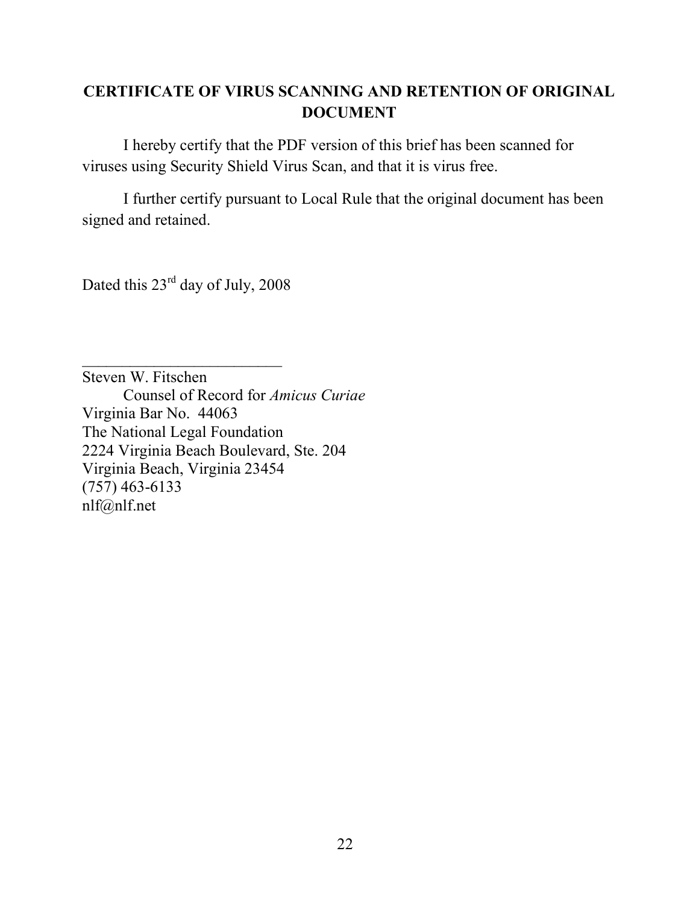## CERTIFICATE OF VIRUS SCANNING AND RETENTION OF ORIGINAL DOCUMENT

I hereby certify that the PDF version of this brief has been scanned for viruses using Security Shield Virus Scan, and that it is virus free.

I further certify pursuant to Local Rule that the original document has been signed and retained.

Dated this 23rd day of July, 2008

___________________________
Steven W. Fitschen
Counsel of Record for *Amicus Curiae*
Virginia Bar No. 44063
The National Legal Foundation
2224 Virginia Beach Boulevard, Ste. 204
Virginia Beach, Virginia 23454
(757) 463-6133
nlf@nlf.net